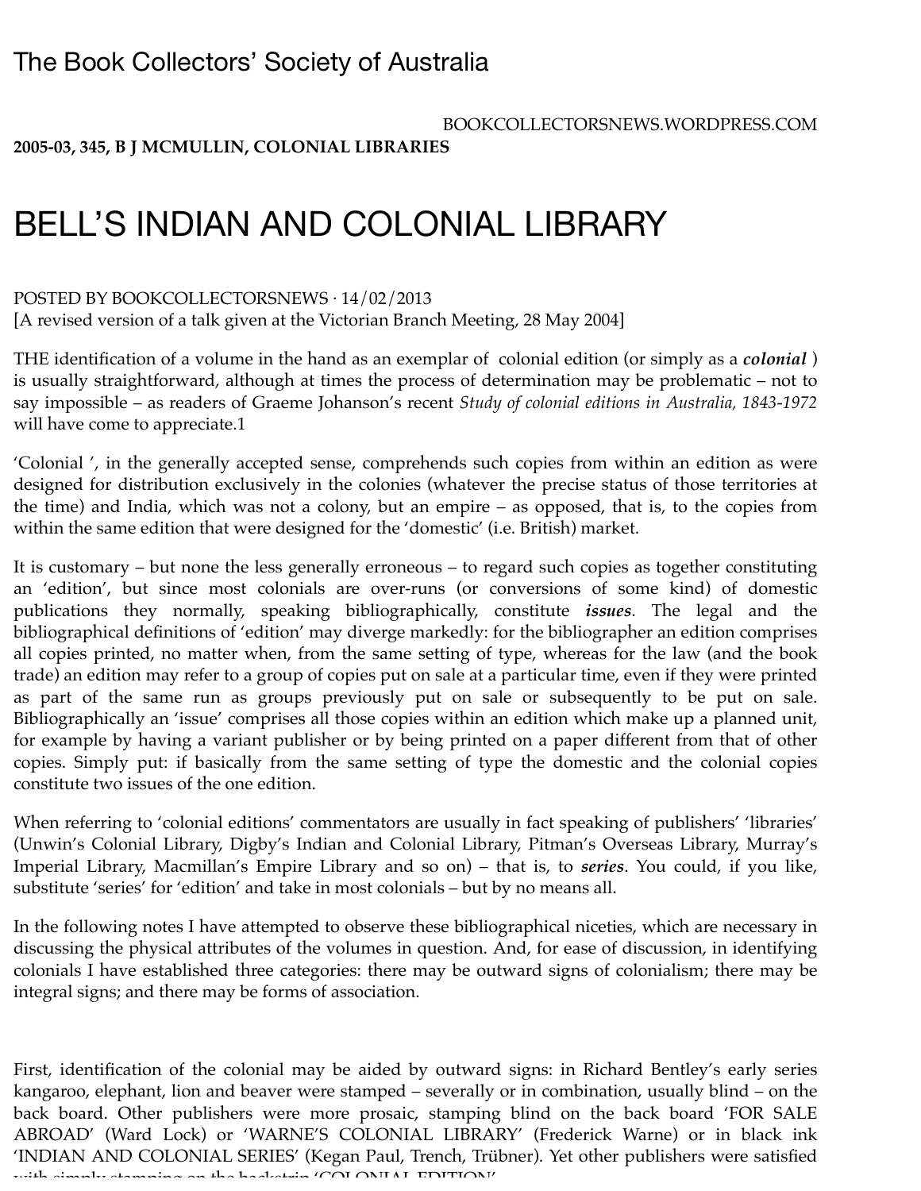The Book Collectors' Society of Australia

BOOKCOLLECTORSNEWS.WORDPRESS.COM

**2005-03, 345, B J MCMULLIN, COLONIAL LIBRARIES**

# BELL'S INDIAN AND COLONIAL LIBRARY

POSTED BY BOOKCOLLECTORSNEWS · 14/02/2013

[A revised version of a talk given at the Victorian Branch Meeting, 28 May 2004]

THE identification of a volume in the hand as an exemplar of colonial edition (or simply as a ***colonial*** ) is usually straightforward, although at times the process of determination may be problematic – not to say impossible – as readers of Graeme Johanson's recent *Study of colonial editions in Australia, 1843-1972* will have come to appreciate.1

'Colonial ', in the generally accepted sense, comprehends such copies from within an edition as were designed for distribution exclusively in the colonies (whatever the precise status of those territories at the time) and India, which was not a colony, but an empire – as opposed, that is, to the copies from within the same edition that were designed for the 'domestic' (i.e. British) market.

It is customary – but none the less generally erroneous – to regard such copies as together constituting an 'edition', but since most colonials are over-runs (or conversions of some kind) of domestic publications they normally, speaking bibliographically, constitute ***issues***. The legal and the bibliographical definitions of 'edition' may diverge markedly: for the bibliographer an edition comprises all copies printed, no matter when, from the same setting of type, whereas for the law (and the book trade) an edition may refer to a group of copies put on sale at a particular time, even if they were printed as part of the same run as groups previously put on sale or subsequently to be put on sale. Bibliographically an 'issue' comprises all those copies within an edition which make up a planned unit, for example by having a variant publisher or by being printed on a paper different from that of other copies. Simply put: if basically from the same setting of type the domestic and the colonial copies constitute two issues of the one edition.

When referring to 'colonial editions' commentators are usually in fact speaking of publishers' 'libraries' (Unwin's Colonial Library, Digby's Indian and Colonial Library, Pitman's Overseas Library, Murray's Imperial Library, Macmillan's Empire Library and so on) – that is, to ***series***. You could, if you like, substitute 'series' for 'edition' and take in most colonials – but by no means all.

In the following notes I have attempted to observe these bibliographical niceties, which are necessary in discussing the physical attributes of the volumes in question. And, for ease of discussion, in identifying colonials I have established three categories: there may be outward signs of colonialism; there may be integral signs; and there may be forms of association.

First, identification of the colonial may be aided by outward signs: in Richard Bentley's early series kangaroo, elephant, lion and beaver were stamped – severally or in combination, usually blind – on the back board. Other publishers were more prosaic, stamping blind on the back board 'FOR SALE ABROAD' (Ward Lock) or 'WARNE'S COLONIAL LIBRARY' (Frederick Warne) or in black ink 'INDIAN AND COLONIAL SERIES' (Kegan Paul, Trench, Trübner). Yet other publishers were satisfied with simply stamping on the backstrip 'COLONIAL EDITION'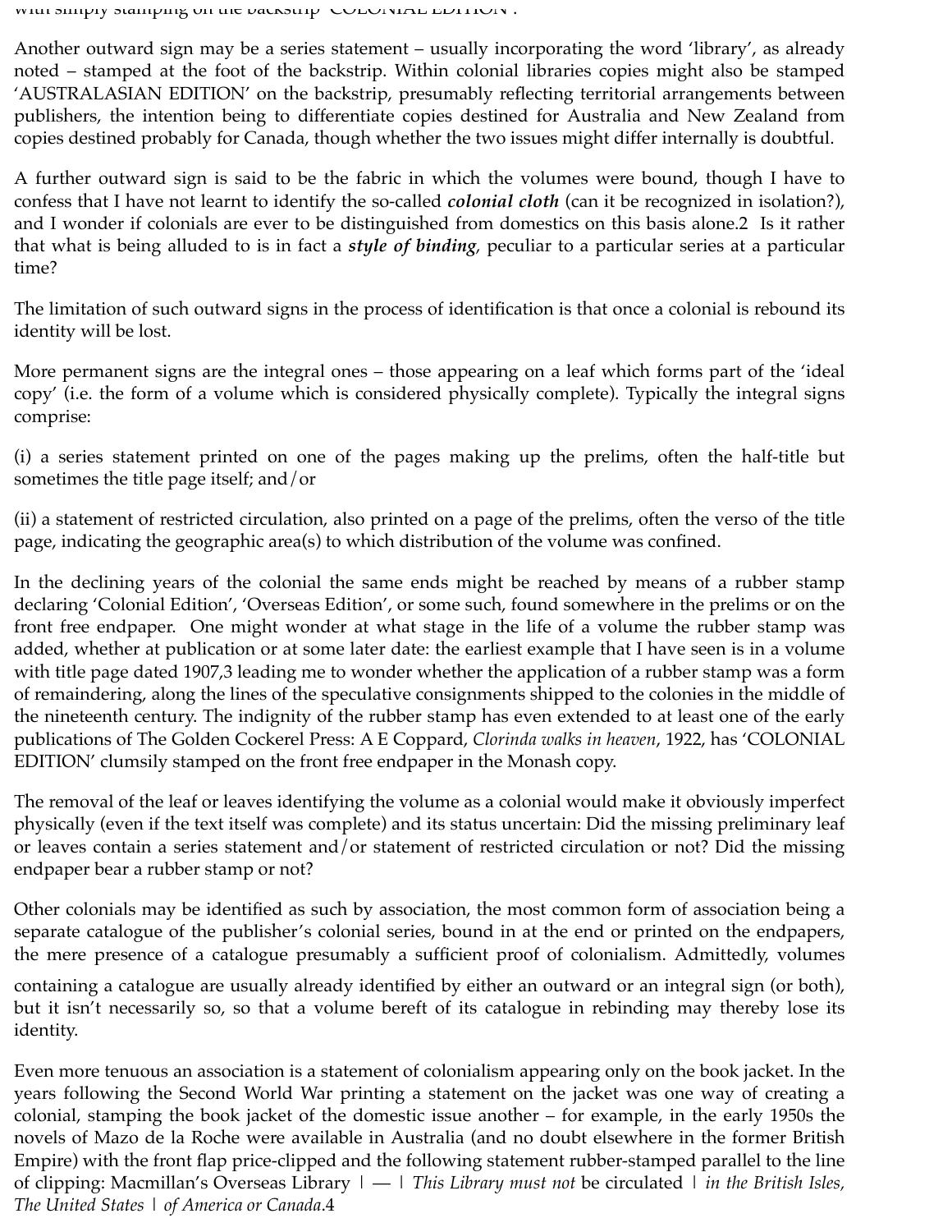with simply stamping on the backstrip 'COLONIAL EDITION'.

Another outward sign may be a series statement – usually incorporating the word 'library', as already noted – stamped at the foot of the backstrip. Within colonial libraries copies might also be stamped 'AUSTRALASIAN EDITION' on the backstrip, presumably reflecting territorial arrangements between publishers, the intention being to differentiate copies destined for Australia and New Zealand from copies destined probably for Canada, though whether the two issues might differ internally is doubtful.

A further outward sign is said to be the fabric in which the volumes were bound, though I have to confess that I have not learnt to identify the so-called ***colonial cloth*** (can it be recognized in isolation?), and I wonder if colonials are ever to be distinguished from domestics on this basis alone.2 Is it rather that what is being alluded to is in fact a ***style of binding***, peculiar to a particular series at a particular time?

The limitation of such outward signs in the process of identification is that once a colonial is rebound its identity will be lost.

More permanent signs are the integral ones – those appearing on a leaf which forms part of the 'ideal copy' (i.e. the form of a volume which is considered physically complete). Typically the integral signs comprise:

(i) a series statement printed on one of the pages making up the prelims, often the half-title but sometimes the title page itself; and/or

(ii) a statement of restricted circulation, also printed on a page of the prelims, often the verso of the title page, indicating the geographic area(s) to which distribution of the volume was confined.

In the declining years of the colonial the same ends might be reached by means of a rubber stamp declaring 'Colonial Edition', 'Overseas Edition', or some such, found somewhere in the prelims or on the front free endpaper. One might wonder at what stage in the life of a volume the rubber stamp was added, whether at publication or at some later date: the earliest example that I have seen is in a volume with title page dated 1907,3 leading me to wonder whether the application of a rubber stamp was a form of remaindering, along the lines of the speculative consignments shipped to the colonies in the middle of the nineteenth century. The indignity of the rubber stamp has even extended to at least one of the early publications of The Golden Cockerel Press: A E Coppard, *Clorinda walks in heaven*, 1922, has 'COLONIAL EDITION' clumsily stamped on the front free endpaper in the Monash copy.

The removal of the leaf or leaves identifying the volume as a colonial would make it obviously imperfect physically (even if the text itself was complete) and its status uncertain: Did the missing preliminary leaf or leaves contain a series statement and/or statement of restricted circulation or not? Did the missing endpaper bear a rubber stamp or not?

Other colonials may be identified as such by association, the most common form of association being a separate catalogue of the publisher's colonial series, bound in at the end or printed on the endpapers, the mere presence of a catalogue presumably a sufficient proof of colonialism. Admittedly, volumes containing a catalogue are usually already identified by either an outward or an integral sign (or both), but it isn't necessarily so, so that a volume bereft of its catalogue in rebinding may thereby lose its identity.

Even more tenuous an association is a statement of colonialism appearing only on the book jacket. In the years following the Second World War printing a statement on the jacket was one way of creating a colonial, stamping the book jacket of the domestic issue another – for example, in the early 1950s the novels of Mazo de la Roche were available in Australia (and no doubt elsewhere in the former British Empire) with the front flap price-clipped and the following statement rubber-stamped parallel to the line of clipping: Macmillan's Overseas Library | — | *This Library must not* be circulated | *in the British Isles, The United States* | *of America or Canada*.4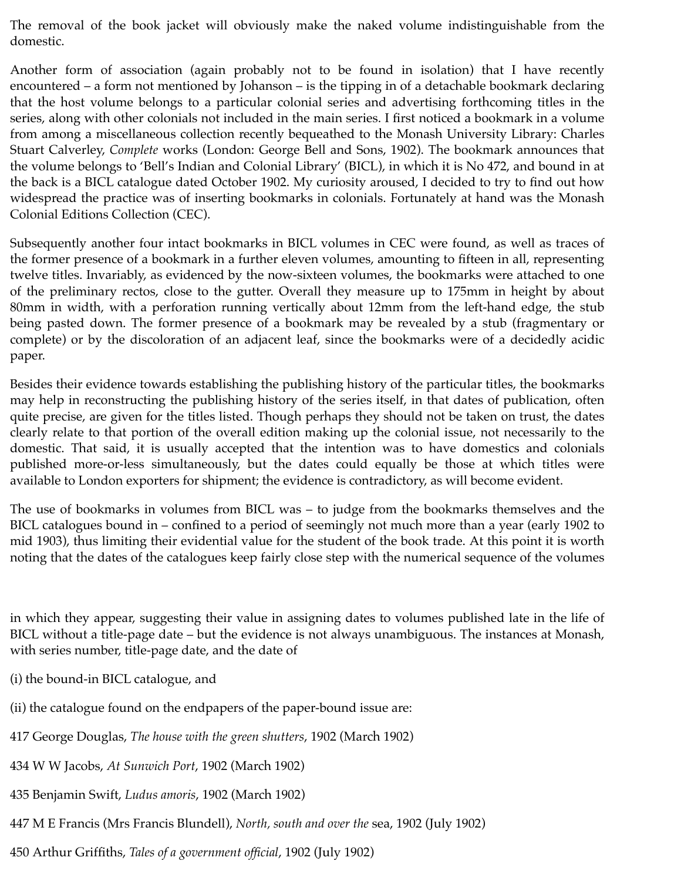The removal of the book jacket will obviously make the naked volume indistinguishable from the domestic.

Another form of association (again probably not to be found in isolation) that I have recently encountered – a form not mentioned by Johanson – is the tipping in of a detachable bookmark declaring that the host volume belongs to a particular colonial series and advertising forthcoming titles in the series, along with other colonials not included in the main series. I first noticed a bookmark in a volume from among a miscellaneous collection recently bequeathed to the Monash University Library: Charles Stuart Calverley, *Complete* works (London: George Bell and Sons, 1902). The bookmark announces that the volume belongs to 'Bell's Indian and Colonial Library' (BICL), in which it is No 472, and bound in at the back is a BICL catalogue dated October 1902. My curiosity aroused, I decided to try to find out how widespread the practice was of inserting bookmarks in colonials. Fortunately at hand was the Monash Colonial Editions Collection (CEC).

Subsequently another four intact bookmarks in BICL volumes in CEC were found, as well as traces of the former presence of a bookmark in a further eleven volumes, amounting to fifteen in all, representing twelve titles. Invariably, as evidenced by the now-sixteen volumes, the bookmarks were attached to one of the preliminary rectos, close to the gutter. Overall they measure up to 175mm in height by about 80mm in width, with a perforation running vertically about 12mm from the left-hand edge, the stub being pasted down. The former presence of a bookmark may be revealed by a stub (fragmentary or complete) or by the discoloration of an adjacent leaf, since the bookmarks were of a decidedly acidic paper.

Besides their evidence towards establishing the publishing history of the particular titles, the bookmarks may help in reconstructing the publishing history of the series itself, in that dates of publication, often quite precise, are given for the titles listed. Though perhaps they should not be taken on trust, the dates clearly relate to that portion of the overall edition making up the colonial issue, not necessarily to the domestic. That said, it is usually accepted that the intention was to have domestics and colonials published more-or-less simultaneously, but the dates could equally be those at which titles were available to London exporters for shipment; the evidence is contradictory, as will become evident.

The use of bookmarks in volumes from BICL was – to judge from the bookmarks themselves and the BICL catalogues bound in – confined to a period of seemingly not much more than a year (early 1902 to mid 1903), thus limiting their evidential value for the student of the book trade. At this point it is worth noting that the dates of the catalogues keep fairly close step with the numerical sequence of the volumes in which they appear, suggesting their value in assigning dates to volumes published late in the life of BICL without a title-page date – but the evidence is not always unambiguous. The instances at Monash, with series number, title-page date, and the date of

(i) the bound-in BICL catalogue, and

(ii) the catalogue found on the endpapers of the paper-bound issue are:

417 George Douglas, *The house with the green shutters*, 1902 (March 1902)

434 W W Jacobs, *At Sunwich Port*, 1902 (March 1902)

435 Benjamin Swift, *Ludus amoris*, 1902 (March 1902)

447 M E Francis (Mrs Francis Blundell), *North, south and over the* sea, 1902 (July 1902)

450 Arthur Griffiths, *Tales of a government official*, 1902 (July 1902)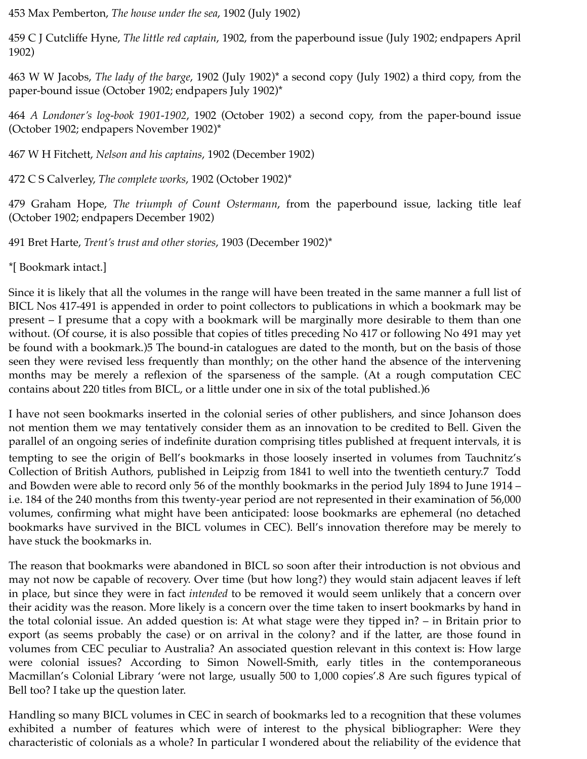453 Max Pemberton, *The house under the sea*, 1902 (July 1902)

459 C J Cutcliffe Hyne, *The little red captain*, 1902, from the paperbound issue (July 1902; endpapers April 1902)

463 W W Jacobs, *The lady of the barge*, 1902 (July 1902)* a second copy (July 1902) a third copy, from the paper-bound issue (October 1902; endpapers July 1902)*

464 *A Londoner's log-book 1901-1902*, 1902 (October 1902) a second copy, from the paper-bound issue (October 1902; endpapers November 1902)*

467 W H Fitchett, *Nelson and his captains*, 1902 (December 1902)

472 C S Calverley, *The complete works*, 1902 (October 1902)*

479 Graham Hope, *The triumph of Count Ostermann*, from the paperbound issue, lacking title leaf (October 1902; endpapers December 1902)

491 Bret Harte, *Trent's trust and other stories*, 1903 (December 1902)*

*[ Bookmark intact.]

Since it is likely that all the volumes in the range will have been treated in the same manner a full list of BICL Nos 417-491 is appended in order to point collectors to publications in which a bookmark may be present – I presume that a copy with a bookmark will be marginally more desirable to them than one without. (Of course, it is also possible that copies of titles preceding No 417 or following No 491 may yet be found with a bookmark.)[5] The bound-in catalogues are dated to the month, but on the basis of those seen they were revised less frequently than monthly; on the other hand the absence of the intervening months may be merely a reflexion of the sparseness of the sample. (At a rough computation CEC contains about 220 titles from BICL, or a little under one in six of the total published.)[6]

I have not seen bookmarks inserted in the colonial series of other publishers, and since Johanson does not mention them we may tentatively consider them as an innovation to be credited to Bell. Given the parallel of an ongoing series of indefinite duration comprising titles published at frequent intervals, it is tempting to see the origin of Bell's bookmarks in those loosely inserted in volumes from Tauchnitz's Collection of British Authors, published in Leipzig from 1841 to well into the twentieth century.[7] Todd and Bowden were able to record only 56 of the monthly bookmarks in the period July 1894 to June 1914 – i.e. 184 of the 240 months from this twenty-year period are not represented in their examination of 56,000 volumes, confirming what might have been anticipated: loose bookmarks are ephemeral (no detached bookmarks have survived in the BICL volumes in CEC). Bell's innovation therefore may be merely to have stuck the bookmarks in.

The reason that bookmarks were abandoned in BICL so soon after their introduction is not obvious and may not now be capable of recovery. Over time (but how long?) they would stain adjacent leaves if left in place, but since they were in fact *intended* to be removed it would seem unlikely that a concern over their acidity was the reason. More likely is a concern over the time taken to insert bookmarks by hand in the total colonial issue. An added question is: At what stage were they tipped in? – in Britain prior to export (as seems probably the case) or on arrival in the colony? and if the latter, are those found in volumes from CEC peculiar to Australia? An associated question relevant in this context is: How large were colonial issues? According to Simon Nowell-Smith, early titles in the contemporaneous Macmillan's Colonial Library 'were not large, usually 500 to 1,000 copies'.[8] Are such figures typical of Bell too? I take up the question later.

Handling so many BICL volumes in CEC in search of bookmarks led to a recognition that these volumes exhibited a number of features which were of interest to the physical bibliographer: Were they characteristic of colonials as a whole? In particular I wondered about the reliability of the evidence that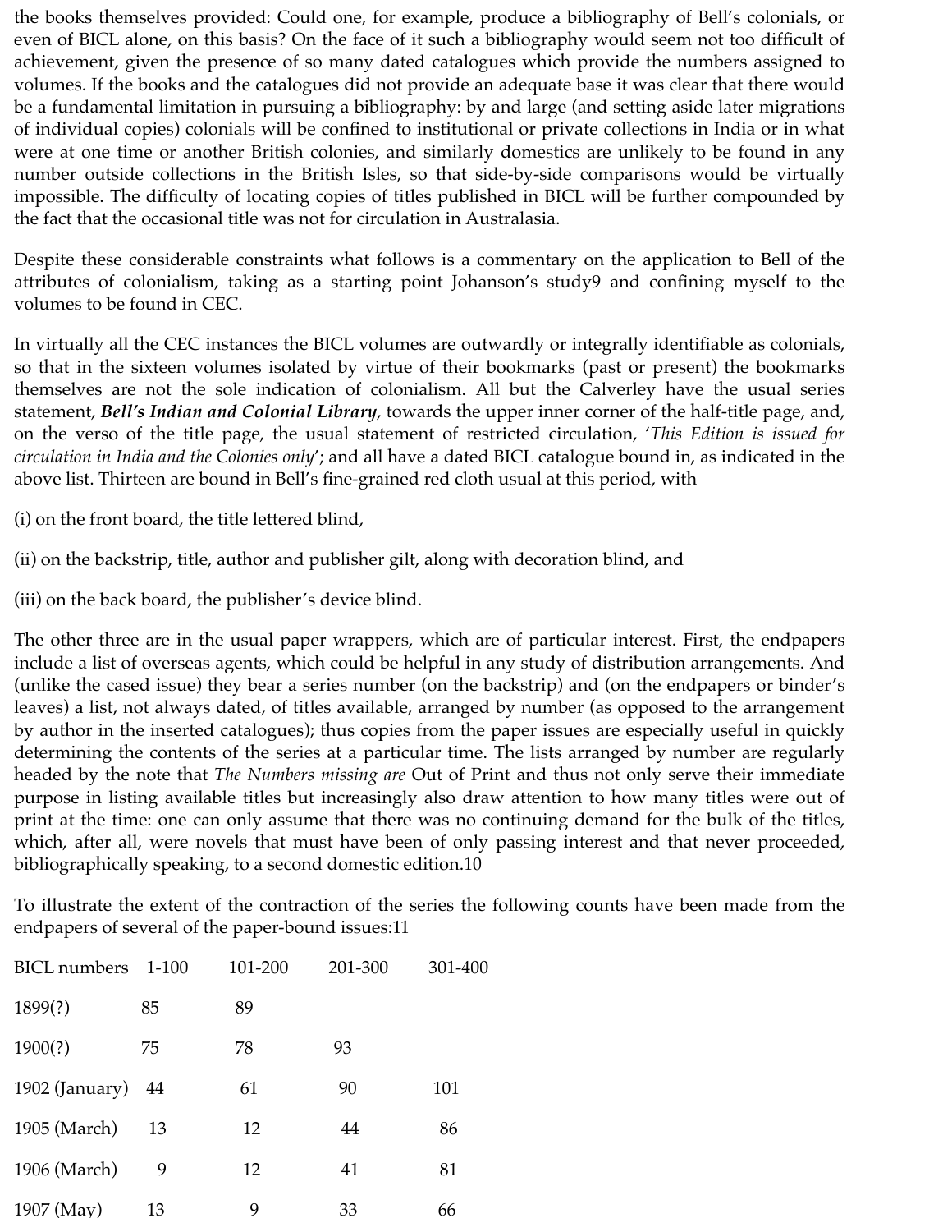the books themselves provided: Could one, for example, produce a bibliography of Bell's colonials, or even of BICL alone, on this basis? On the face of it such a bibliography would seem not too difficult of achievement, given the presence of so many dated catalogues which provide the numbers assigned to volumes. If the books and the catalogues did not provide an adequate base it was clear that there would be a fundamental limitation in pursuing a bibliography: by and large (and setting aside later migrations of individual copies) colonials will be confined to institutional or private collections in India or in what were at one time or another British colonies, and similarly domestics are unlikely to be found in any number outside collections in the British Isles, so that side-by-side comparisons would be virtually impossible. The difficulty of locating copies of titles published in BICL will be further compounded by the fact that the occasional title was not for circulation in Australasia.

Despite these considerable constraints what follows is a commentary on the application to Bell of the attributes of colonialism, taking as a starting point Johanson's study9 and confining myself to the volumes to be found in CEC.

In virtually all the CEC instances the BICL volumes are outwardly or integrally identifiable as colonials, so that in the sixteen volumes isolated by virtue of their bookmarks (past or present) the bookmarks themselves are not the sole indication of colonialism. All but the Calverley have the usual series statement, ***Bell's Indian and Colonial Library***, towards the upper inner corner of the half-title page, and, on the verso of the title page, the usual statement of restricted circulation, '*This Edition is issued for circulation in India and the Colonies only*'; and all have a dated BICL catalogue bound in, as indicated in the above list. Thirteen are bound in Bell's fine-grained red cloth usual at this period, with

(i) on the front board, the title lettered blind,

(ii) on the backstrip, title, author and publisher gilt, along with decoration blind, and

(iii) on the back board, the publisher's device blind.

The other three are in the usual paper wrappers, which are of particular interest. First, the endpapers include a list of overseas agents, which could be helpful in any study of distribution arrangements. And (unlike the cased issue) they bear a series number (on the backstrip) and (on the endpapers or binder's leaves) a list, not always dated, of titles available, arranged by number (as opposed to the arrangement by author in the inserted catalogues); thus copies from the paper issues are especially useful in quickly determining the contents of the series at a particular time. The lists arranged by number are regularly headed by the note that *The Numbers missing are* Out of Print and thus not only serve their immediate purpose in listing available titles but increasingly also draw attention to how many titles were out of print at the time: one can only assume that there was no continuing demand for the bulk of the titles, which, after all, were novels that must have been of only passing interest and that never proceeded, bibliographically speaking, to a second domestic edition.10

To illustrate the extent of the contraction of the series the following counts have been made from the endpapers of several of the paper-bound issues:11

| BICL numbers | 1-100 | 101-200 | 201-300 | 301-400 |
|---|---|---|---|---|
| 1899(?) | 85 | 89 | | |
| 1900(?) | 75 | 78 | 93 | |
| 1902 (January) | 44 | 61 | 90 | 101 |
| 1905 (March) | 13 | 12 | 44 | 86 |
| 1906 (March) | 9 | 12 | 41 | 81 |
| 1907 (May) | 13 | 9 | 33 | 66 |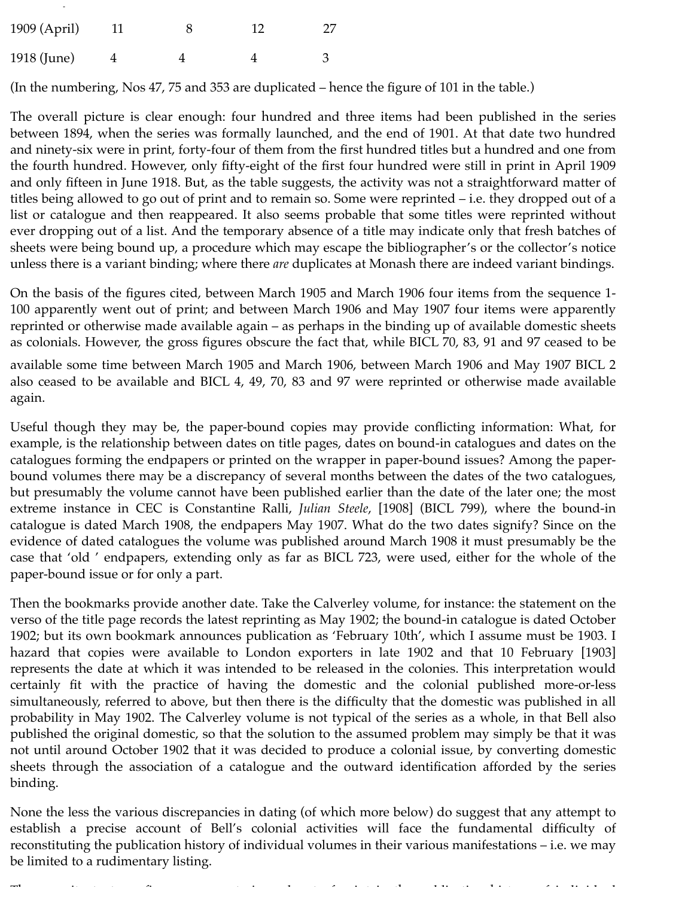| | | | | |
|---|---|---|---|---|
| 1909 (April) | 11 | 8 | 12 | 27 |
| 1918 (June) | 4 | 4 | 4 | 3 |

(In the numbering, Nos 47, 75 and 353 are duplicated – hence the figure of 101 in the table.)

The overall picture is clear enough: four hundred and three items had been published in the series between 1894, when the series was formally launched, and the end of 1901. At that date two hundred and ninety-six were in print, forty-four of them from the first hundred titles but a hundred and one from the fourth hundred. However, only fifty-eight of the first four hundred were still in print in April 1909 and only fifteen in June 1918. But, as the table suggests, the activity was not a straightforward matter of titles being allowed to go out of print and to remain so. Some were reprinted – i.e. they dropped out of a list or catalogue and then reappeared. It also seems probable that some titles were reprinted without ever dropping out of a list. And the temporary absence of a title may indicate only that fresh batches of sheets were being bound up, a procedure which may escape the bibliographer's or the collector's notice unless there is a variant binding; where there *are* duplicates at Monash there are indeed variant bindings.

On the basis of the figures cited, between March 1905 and March 1906 four items from the sequence 1-100 apparently went out of print; and between March 1906 and May 1907 four items were apparently reprinted or otherwise made available again – as perhaps in the binding up of available domestic sheets as colonials. However, the gross figures obscure the fact that, while BICL 70, 83, 91 and 97 ceased to be available some time between March 1905 and March 1906, between March 1906 and May 1907 BICL 2 also ceased to be available and BICL 4, 49, 70, 83 and 97 were reprinted or otherwise made available again.

Useful though they may be, the paper-bound copies may provide conflicting information: What, for example, is the relationship between dates on title pages, dates on bound-in catalogues and dates on the catalogues forming the endpapers or printed on the wrapper in paper-bound issues? Among the paper-bound volumes there may be a discrepancy of several months between the dates of the two catalogues, but presumably the volume cannot have been published earlier than the date of the later one; the most extreme instance in CEC is Constantine Ralli, *Julian Steele*, [1908] (BICL 799), where the bound-in catalogue is dated March 1908, the endpapers May 1907. What do the two dates signify? Since on the evidence of dated catalogues the volume was published around March 1908 it must presumably be the case that 'old ' endpapers, extending only as far as BICL 723, were used, either for the whole of the paper-bound issue or for only a part.

Then the bookmarks provide another date. Take the Calverley volume, for instance: the statement on the verso of the title page records the latest reprinting as May 1902; the bound-in catalogue is dated October 1902; but its own bookmark announces publication as 'February 10th', which I assume must be 1903. I hazard that copies were available to London exporters in late 1902 and that 10 February [1903] represents the date at which it was intended to be released in the colonies. This interpretation would certainly fit with the practice of having the domestic and the colonial published more-or-less simultaneously, referred to above, but then there is the difficulty that the domestic was published in all probability in May 1902. The Calverley volume is not typical of the series as a whole, in that Bell also published the original domestic, so that the solution to the assumed problem may simply be that it was not until around October 1902 that it was decided to produce a colonial issue, by converting domestic sheets through the association of a catalogue and the outward identification afforded by the series binding.

None the less the various discrepancies in dating (of which more below) do suggest that any attempt to establish a precise account of Bell's colonial activities will face the fundamental difficulty of reconstituting the publication history of individual volumes in their various manifestations – i.e. we may be limited to a rudimentary listing.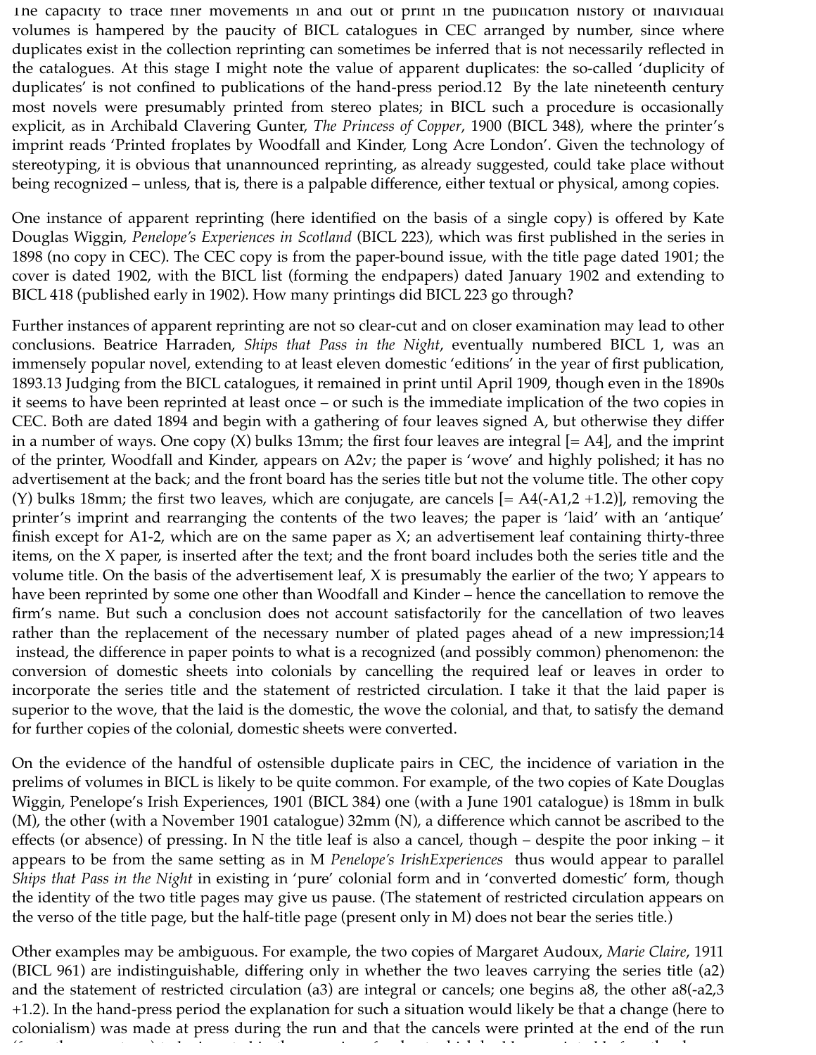The capacity to trace finer movements in and out of print in the publication history of individual volumes is hampered by the paucity of BICL catalogues in CEC arranged by number, since where duplicates exist in the collection reprinting can sometimes be inferred that is not necessarily reflected in the catalogues. At this stage I might note the value of apparent duplicates: the so-called 'duplicity of duplicates' is not confined to publications of the hand-press period.12 By the late nineteenth century most novels were presumably printed from stereo plates; in BICL such a procedure is occasionally explicit, as in Archibald Clavering Gunter, *The Princess of Copper*, 1900 (BICL 348), where the printer's imprint reads 'Printed froplates by Woodfall and Kinder, Long Acre London'. Given the technology of stereotyping, it is obvious that unannounced reprinting, as already suggested, could take place without being recognized – unless, that is, there is a palpable difference, either textual or physical, among copies.

One instance of apparent reprinting (here identified on the basis of a single copy) is offered by Kate Douglas Wiggin, *Penelope's Experiences in Scotland* (BICL 223), which was first published in the series in 1898 (no copy in CEC). The CEC copy is from the paper-bound issue, with the title page dated 1901; the cover is dated 1902, with the BICL list (forming the endpapers) dated January 1902 and extending to BICL 418 (published early in 1902). How many printings did BICL 223 go through?

Further instances of apparent reprinting are not so clear-cut and on closer examination may lead to other conclusions. Beatrice Harraden, *Ships that Pass in the Night*, eventually numbered BICL 1, was an immensely popular novel, extending to at least eleven domestic 'editions' in the year of first publication, 1893.13 Judging from the BICL catalogues, it remained in print until April 1909, though even in the 1890s it seems to have been reprinted at least once – or such is the immediate implication of the two copies in CEC. Both are dated 1894 and begin with a gathering of four leaves signed A, but otherwise they differ in a number of ways. One copy (X) bulks 13mm; the first four leaves are integral [= A4], and the imprint of the printer, Woodfall and Kinder, appears on A2v; the paper is 'wove' and highly polished; it has no advertisement at the back; and the front board has the series title but not the volume title. The other copy (Y) bulks 18mm; the first two leaves, which are conjugate, are cancels [= A4(-A1,2 +1.2)], removing the printer's imprint and rearranging the contents of the two leaves; the paper is 'laid' with an 'antique' finish except for A1-2, which are on the same paper as X; an advertisement leaf containing thirty-three items, on the X paper, is inserted after the text; and the front board includes both the series title and the volume title. On the basis of the advertisement leaf, X is presumably the earlier of the two; Y appears to have been reprinted by some one other than Woodfall and Kinder – hence the cancellation to remove the firm's name. But such a conclusion does not account satisfactorily for the cancellation of two leaves rather than the replacement of the necessary number of plated pages ahead of a new impression;14 instead, the difference in paper points to what is a recognized (and possibly common) phenomenon: the conversion of domestic sheets into colonials by cancelling the required leaf or leaves in order to incorporate the series title and the statement of restricted circulation. I take it that the laid paper is superior to the wove, that the laid is the domestic, the wove the colonial, and that, to satisfy the demand for further copies of the colonial, domestic sheets were converted.

On the evidence of the handful of ostensible duplicate pairs in CEC, the incidence of variation in the prelims of volumes in BICL is likely to be quite common. For example, of the two copies of Kate Douglas Wiggin, Penelope's Irish Experiences, 1901 (BICL 384) one (with a June 1901 catalogue) is 18mm in bulk (M), the other (with a November 1901 catalogue) 32mm (N), a difference which cannot be ascribed to the effects (or absence) of pressing. In N the title leaf is also a cancel, though – despite the poor inking – it appears to be from the same setting as in M *Penelope's IrishExperiences* thus would appear to parallel *Ships that Pass in the Night* in existing in 'pure' colonial form and in 'converted domestic' form, though the identity of the two title pages may give us pause. (The statement of restricted circulation appears on the verso of the title page, but the half-title page (present only in M) does not bear the series title.)

Other examples may be ambiguous. For example, the two copies of Margaret Audoux, *Marie Claire*, 1911 (BICL 961) are indistinguishable, differing only in whether the two leaves carrying the series title (a2) and the statement of restricted circulation (a3) are integral or cancels; one begins a8, the other a8(-a2,3 +1.2). In the hand-press period the explanation for such a situation would likely be that a change (here to colonialism) was made at press during the run and that the cancels were printed at the end of the run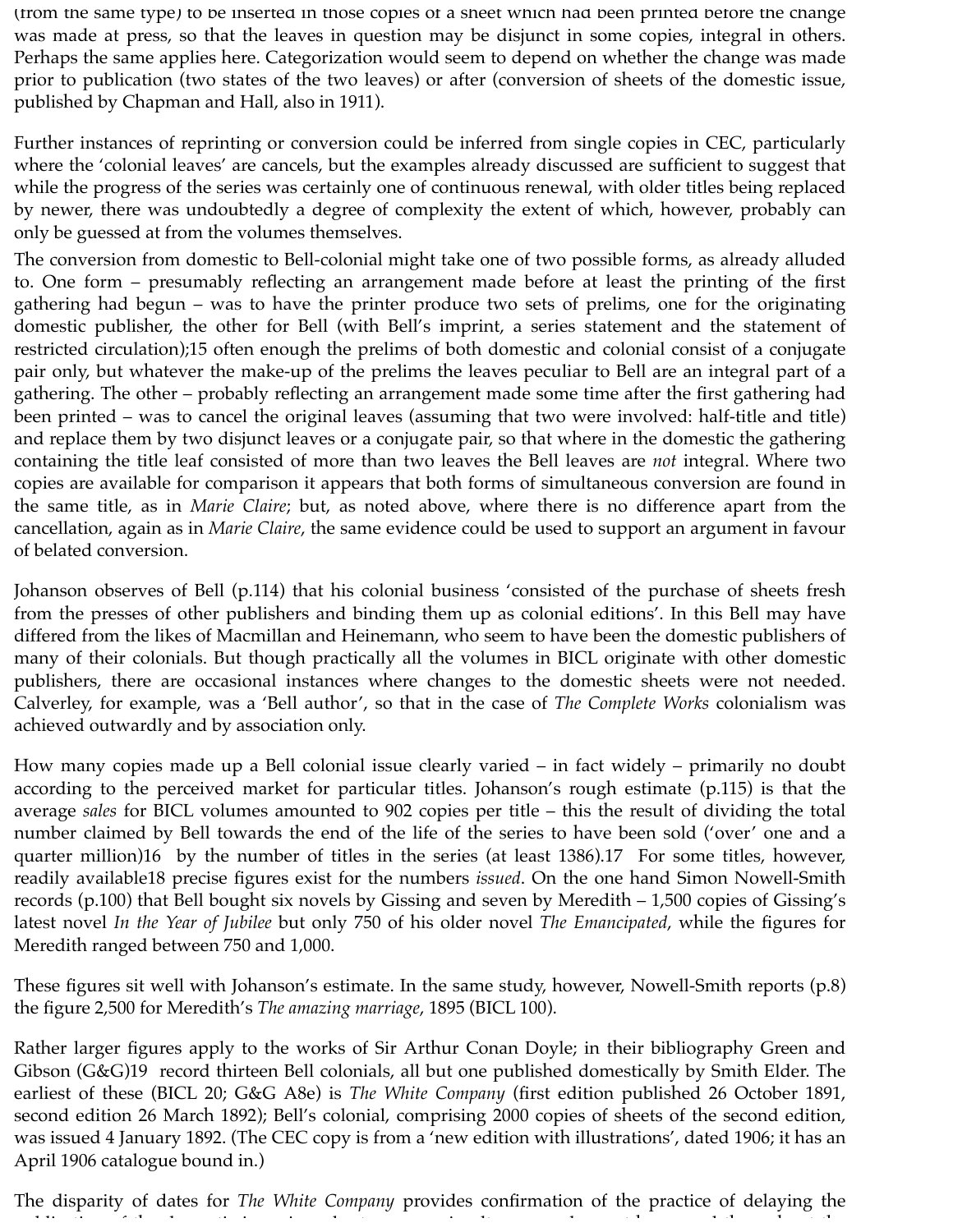(from the same type) to be inserted in those copies of a sheet which had been printed before the change was made at press, so that the leaves in question may be disjunct in some copies, integral in others. Perhaps the same applies here. Categorization would seem to depend on whether the change was made prior to publication (two states of the two leaves) or after (conversion of sheets of the domestic issue, published by Chapman and Hall, also in 1911).

Further instances of reprinting or conversion could be inferred from single copies in CEC, particularly where the 'colonial leaves' are cancels, but the examples already discussed are sufficient to suggest that while the progress of the series was certainly one of continuous renewal, with older titles being replaced by newer, there was undoubtedly a degree of complexity the extent of which, however, probably can only be guessed at from the volumes themselves.

The conversion from domestic to Bell-colonial might take one of two possible forms, as already alluded to. One form – presumably reflecting an arrangement made before at least the printing of the first gathering had begun – was to have the printer produce two sets of prelims, one for the originating domestic publisher, the other for Bell (with Bell's imprint, a series statement and the statement of restricted circulation);15 often enough the prelims of both domestic and colonial consist of a conjugate pair only, but whatever the make-up of the prelims the leaves peculiar to Bell are an integral part of a gathering. The other – probably reflecting an arrangement made some time after the first gathering had been printed – was to cancel the original leaves (assuming that two were involved: half-title and title) and replace them by two disjunct leaves or a conjugate pair, so that where in the domestic the gathering containing the title leaf consisted of more than two leaves the Bell leaves are *not* integral. Where two copies are available for comparison it appears that both forms of simultaneous conversion are found in the same title, as in *Marie Claire*; but, as noted above, where there is no difference apart from the cancellation, again as in *Marie Claire*, the same evidence could be used to support an argument in favour of belated conversion.

Johanson observes of Bell (p.114) that his colonial business 'consisted of the purchase of sheets fresh from the presses of other publishers and binding them up as colonial editions'. In this Bell may have differed from the likes of Macmillan and Heinemann, who seem to have been the domestic publishers of many of their colonials. But though practically all the volumes in BICL originate with other domestic publishers, there are occasional instances where changes to the domestic sheets were not needed. Calverley, for example, was a 'Bell author', so that in the case of *The Complete Works* colonialism was achieved outwardly and by association only.

How many copies made up a Bell colonial issue clearly varied – in fact widely – primarily no doubt according to the perceived market for particular titles. Johanson's rough estimate (p.115) is that the average *sales* for BICL volumes amounted to 902 copies per title – this the result of dividing the total number claimed by Bell towards the end of the life of the series to have been sold ('over' one and a quarter million)16 by the number of titles in the series (at least 1386).17 For some titles, however, readily available18 precise figures exist for the numbers *issued*. On the one hand Simon Nowell-Smith records (p.100) that Bell bought six novels by Gissing and seven by Meredith – 1,500 copies of Gissing's latest novel *In the Year of Jubilee* but only 750 of his older novel *The Emancipated*, while the figures for Meredith ranged between 750 and 1,000.

These figures sit well with Johanson's estimate. In the same study, however, Nowell-Smith reports (p.8) the figure 2,500 for Meredith's *The amazing marriage*, 1895 (BICL 100).

Rather larger figures apply to the works of Sir Arthur Conan Doyle; in their bibliography Green and Gibson (G&G)19 record thirteen Bell colonials, all but one published domestically by Smith Elder. The earliest of these (BICL 20; G&G A8e) is *The White Company* (first edition published 26 October 1891, second edition 26 March 1892); Bell's colonial, comprising 2000 copies of sheets of the second edition, was issued 4 January 1892. (The CEC copy is from a 'new edition with illustrations', dated 1906; it has an April 1906 catalogue bound in.)

The disparity of dates for *The White Company* provides confirmation of the practice of delaying the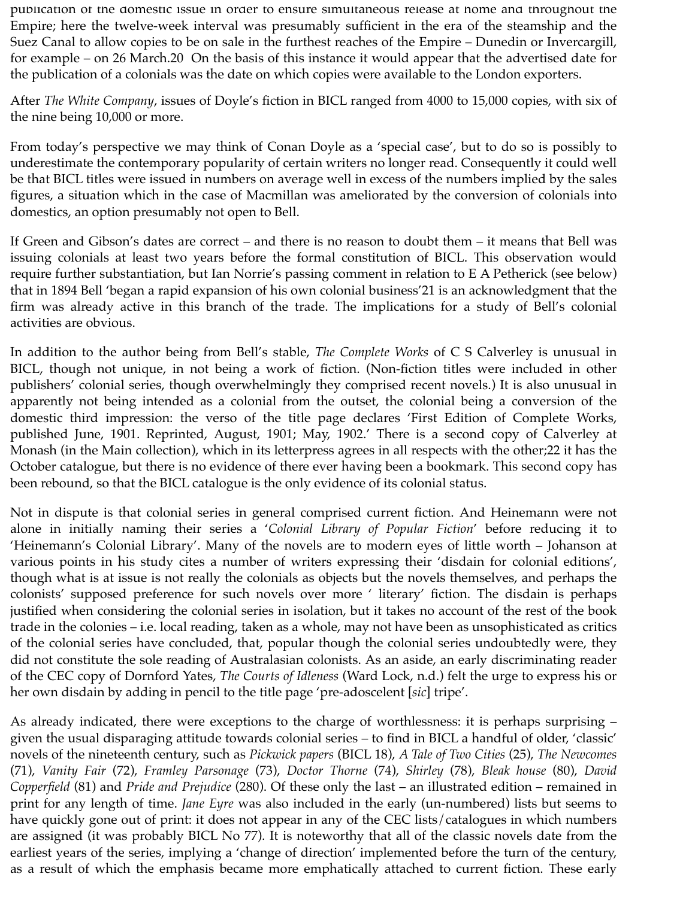publication of the domestic issue in order to ensure simultaneous release at home and throughout the Empire; here the twelve-week interval was presumably sufficient in the era of the steamship and the Suez Canal to allow copies to be on sale in the furthest reaches of the Empire – Dunedin or Invercargill, for example – on 26 March.[20] On the basis of this instance it would appear that the advertised date for the publication of a colonials was the date on which copies were available to the London exporters.

After *The White Company*, issues of Doyle's fiction in BICL ranged from 4000 to 15,000 copies, with six of the nine being 10,000 or more.

From today's perspective we may think of Conan Doyle as a 'special case', but to do so is possibly to underestimate the contemporary popularity of certain writers no longer read. Consequently it could well be that BICL titles were issued in numbers on average well in excess of the numbers implied by the sales figures, a situation which in the case of Macmillan was ameliorated by the conversion of colonials into domestics, an option presumably not open to Bell.

If Green and Gibson's dates are correct – and there is no reason to doubt them – it means that Bell was issuing colonials at least two years before the formal constitution of BICL. This observation would require further substantiation, but Ian Norrie's passing comment in relation to E A Petherick (see below) that in 1894 Bell 'began a rapid expansion of his own colonial business'[21] is an acknowledgment that the firm was already active in this branch of the trade. The implications for a study of Bell's colonial activities are obvious.

In addition to the author being from Bell's stable, *The Complete Works* of C S Calverley is unusual in BICL, though not unique, in not being a work of fiction. (Non-fiction titles were included in other publishers' colonial series, though overwhelmingly they comprised recent novels.) It is also unusual in apparently not being intended as a colonial from the outset, the colonial being a conversion of the domestic third impression: the verso of the title page declares 'First Edition of Complete Works, published June, 1901. Reprinted, August, 1901; May, 1902.' There is a second copy of Calverley at Monash (in the Main collection), which in its letterpress agrees in all respects with the other;[22] it has the October catalogue, but there is no evidence of there ever having been a bookmark. This second copy has been rebound, so that the BICL catalogue is the only evidence of its colonial status.

Not in dispute is that colonial series in general comprised current fiction. And Heinemann were not alone in initially naming their series a '*Colonial Library of Popular Fiction*' before reducing it to 'Heinemann's Colonial Library'. Many of the novels are to modern eyes of little worth – Johanson at various points in his study cites a number of writers expressing their 'disdain for colonial editions', though what is at issue is not really the colonials as objects but the novels themselves, and perhaps the colonists' supposed preference for such novels over more ' literary' fiction. The disdain is perhaps justified when considering the colonial series in isolation, but it takes no account of the rest of the book trade in the colonies – i.e. local reading, taken as a whole, may not have been as unsophisticated as critics of the colonial series have concluded, that, popular though the colonial series undoubtedly were, they did not constitute the sole reading of Australasian colonists. As an aside, an early discriminating reader of the CEC copy of Dornford Yates, *The Courts of Idleness* (Ward Lock, n.d.) felt the urge to express his or her own disdain by adding in pencil to the title page 'pre-adoscelent [*sic*] tripe'.

As already indicated, there were exceptions to the charge of worthlessness: it is perhaps surprising – given the usual disparaging attitude towards colonial series – to find in BICL a handful of older, 'classic' novels of the nineteenth century, such as *Pickwick papers* (BICL 18), *A Tale of Two Cities* (25), *The Newcomes* (71), *Vanity Fair* (72), *Framley Parsonage* (73), *Doctor Thorne* (74), *Shirley* (78), *Bleak house* (80), *David Copperfield* (81) and *Pride and Prejudice* (280). Of these only the last – an illustrated edition – remained in print for any length of time. *Jane Eyre* was also included in the early (un-numbered) lists but seems to have quickly gone out of print: it does not appear in any of the CEC lists/catalogues in which numbers are assigned (it was probably BICL No 77). It is noteworthy that all of the classic novels date from the earliest years of the series, implying a 'change of direction' implemented before the turn of the century, as a result of which the emphasis became more emphatically attached to current fiction. These early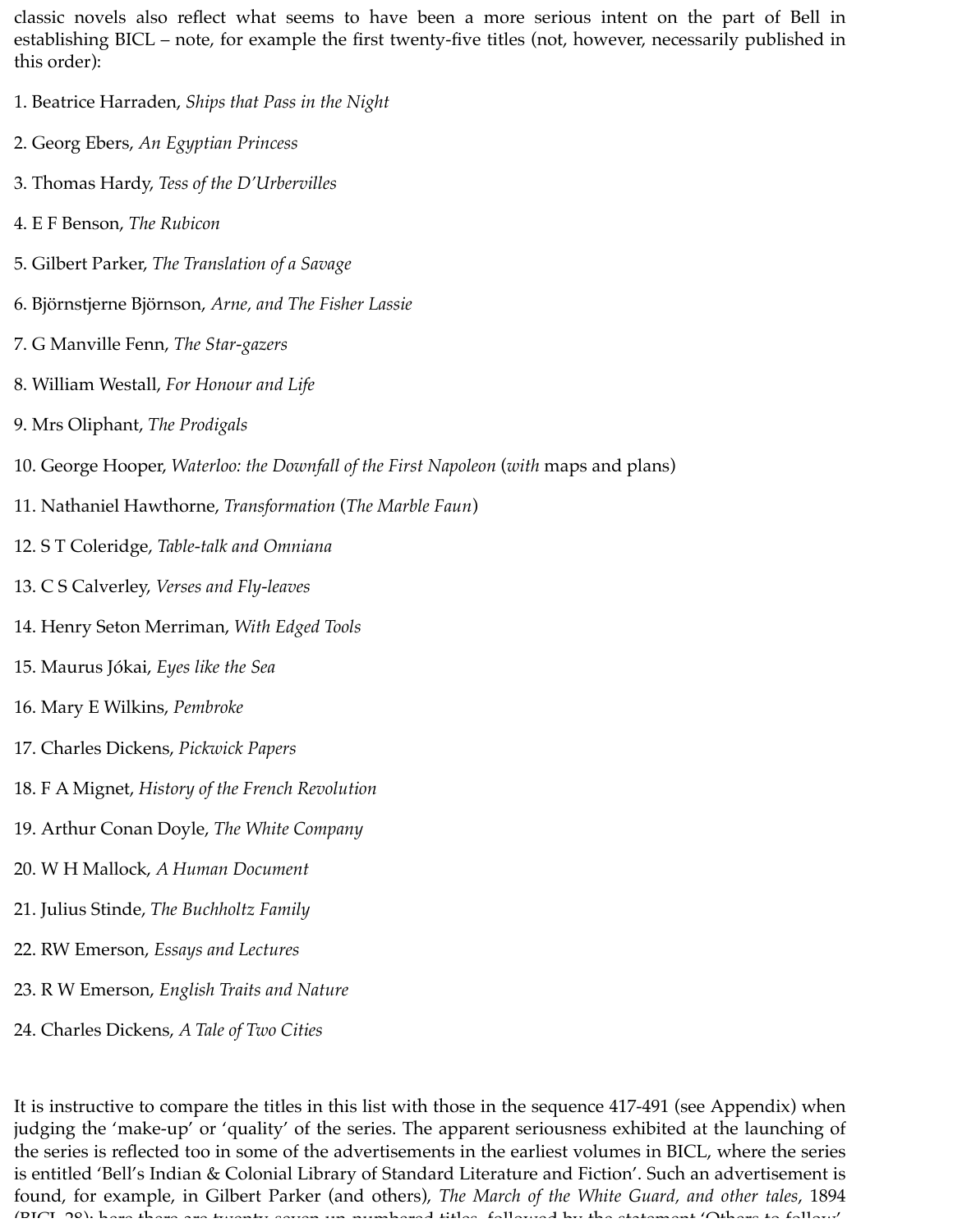classic novels also reflect what seems to have been a more serious intent on the part of Bell in establishing BICL – note, for example the first twenty-five titles (not, however, necessarily published in this order):

1. Beatrice Harraden, *Ships that Pass in the Night*

2. Georg Ebers, *An Egyptian Princess*

3. Thomas Hardy, *Tess of the D'Urbervilles*

4. E F Benson, *The Rubicon*

5. Gilbert Parker, *The Translation of a Savage*

6. Björnstjerne Björnson, *Arne, and The Fisher Lassie*

7. G Manville Fenn, *The Star-gazers*

8. William Westall, *For Honour and Life*

9. Mrs Oliphant, *The Prodigals*

10. George Hooper, *Waterloo: the Downfall of the First Napoleon* (*with* maps and plans)

11. Nathaniel Hawthorne, *Transformation* (*The Marble Faun*)

12. S T Coleridge, *Table-talk and Omniana*

13. C S Calverley, *Verses and Fly-leaves*

14. Henry Seton Merriman, *With Edged Tools*

15. Maurus Jókai, *Eyes like the Sea*

16. Mary E Wilkins, *Pembroke*

17. Charles Dickens, *Pickwick Papers*

18. F A Mignet, *History of the French Revolution*

19. Arthur Conan Doyle, *The White Company*

20. W H Mallock, *A Human Document*

21. Julius Stinde, *The Buchholtz Family*

22. RW Emerson, *Essays and Lectures*

23. R W Emerson, *English Traits and Nature*

24. Charles Dickens, *A Tale of Two Cities*

It is instructive to compare the titles in this list with those in the sequence 417-491 (see Appendix) when judging the 'make-up' or 'quality' of the series. The apparent seriousness exhibited at the launching of the series is reflected too in some of the advertisements in the earliest volumes in BICL, where the series is entitled 'Bell's Indian & Colonial Library of Standard Literature and Fiction'. Such an advertisement is found, for example, in Gilbert Parker (and others), *The March of the White Guard, and other tales*, 1894 (BICL 28); here there are twenty-seven un-numbered titles, followed by the statement 'Others to follow'.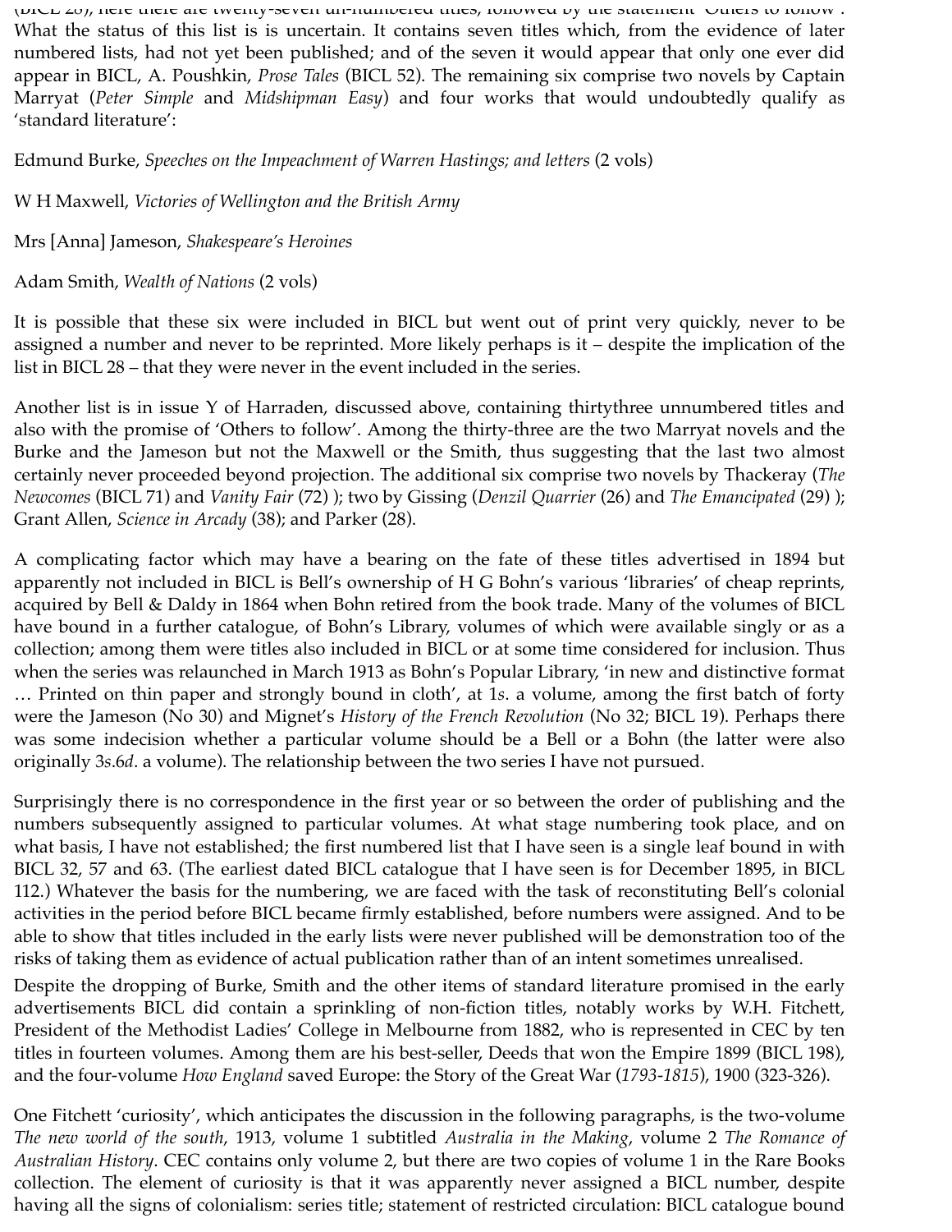(BICL 28), here there are twenty-seven un-numbered titles, followed by the statement 'Others to follow'. What the status of this list is is uncertain. It contains seven titles which, from the evidence of later numbered lists, had not yet been published; and of the seven it would appear that only one ever did appear in BICL, A. Poushkin, *Prose Tales* (BICL 52). The remaining six comprise two novels by Captain Marryat (*Peter Simple* and *Midshipman Easy*) and four works that would undoubtedly qualify as 'standard literature':

Edmund Burke, *Speeches on the Impeachment of Warren Hastings; and letters* (2 vols)

W H Maxwell, *Victories of Wellington and the British Army*

Mrs [Anna] Jameson, *Shakespeare's Heroines*

Adam Smith, *Wealth of Nations* (2 vols)

It is possible that these six were included in BICL but went out of print very quickly, never to be assigned a number and never to be reprinted. More likely perhaps is it – despite the implication of the list in BICL 28 – that they were never in the event included in the series.

Another list is in issue Y of Harraden, discussed above, containing thirtythree unnumbered titles and also with the promise of 'Others to follow'. Among the thirty-three are the two Marryat novels and the Burke and the Jameson but not the Maxwell or the Smith, thus suggesting that the last two almost certainly never proceeded beyond projection. The additional six comprise two novels by Thackeray (*The Newcomes* (BICL 71) and *Vanity Fair* (72) ); two by Gissing (*Denzil Quarrier* (26) and *The Emancipated* (29) ); Grant Allen, *Science in Arcady* (38); and Parker (28).

A complicating factor which may have a bearing on the fate of these titles advertised in 1894 but apparently not included in BICL is Bell's ownership of H G Bohn's various 'libraries' of cheap reprints, acquired by Bell & Daldy in 1864 when Bohn retired from the book trade. Many of the volumes of BICL have bound in a further catalogue, of Bohn's Library, volumes of which were available singly or as a collection; among them were titles also included in BICL or at some time considered for inclusion. Thus when the series was relaunched in March 1913 as Bohn's Popular Library, 'in new and distinctive format … Printed on thin paper and strongly bound in cloth', at 1*s*. a volume, among the first batch of forty were the Jameson (No 30) and Mignet's *History of the French Revolution* (No 32; BICL 19). Perhaps there was some indecision whether a particular volume should be a Bell or a Bohn (the latter were also originally 3*s*.6*d*. a volume). The relationship between the two series I have not pursued.

Surprisingly there is no correspondence in the first year or so between the order of publishing and the numbers subsequently assigned to particular volumes. At what stage numbering took place, and on what basis, I have not established; the first numbered list that I have seen is a single leaf bound in with BICL 32, 57 and 63. (The earliest dated BICL catalogue that I have seen is for December 1895, in BICL 112.) Whatever the basis for the numbering, we are faced with the task of reconstituting Bell's colonial activities in the period before BICL became firmly established, before numbers were assigned. And to be able to show that titles included in the early lists were never published will be demonstration too of the risks of taking them as evidence of actual publication rather than of an intent sometimes unrealised.

Despite the dropping of Burke, Smith and the other items of standard literature promised in the early advertisements BICL did contain a sprinkling of non-fiction titles, notably works by W.H. Fitchett, President of the Methodist Ladies' College in Melbourne from 1882, who is represented in CEC by ten titles in fourteen volumes. Among them are his best-seller, Deeds that won the Empire 1899 (BICL 198), and the four-volume *How England* saved Europe: the Story of the Great War (*1793-1815*), 1900 (323-326).

One Fitchett 'curiosity', which anticipates the discussion in the following paragraphs, is the two-volume *The new world of the south*, 1913, volume 1 subtitled *Australia in the Making*, volume 2 *The Romance of Australian History*. CEC contains only volume 2, but there are two copies of volume 1 in the Rare Books collection. The element of curiosity is that it was apparently never assigned a BICL number, despite having all the signs of colonialism: series title; statement of restricted circulation: BICL catalogue bound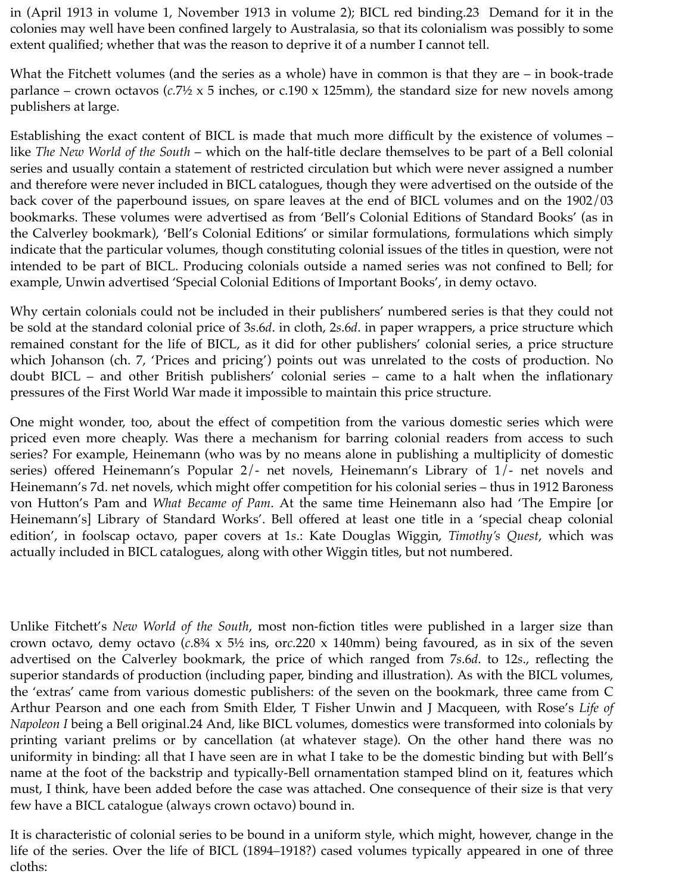in (April 1913 in volume 1, November 1913 in volume 2); BICL red binding.23 Demand for it in the colonies may well have been confined largely to Australasia, so that its colonialism was possibly to some extent qualified; whether that was the reason to deprive it of a number I cannot tell.

What the Fitchett volumes (and the series as a whole) have in common is that they are – in book-trade parlance – crown octavos (*c.*7½ x 5 inches, or c.190 x 125mm), the standard size for new novels among publishers at large.

Establishing the exact content of BICL is made that much more difficult by the existence of volumes – like *The New World of the South* – which on the half-title declare themselves to be part of a Bell colonial series and usually contain a statement of restricted circulation but which were never assigned a number and therefore were never included in BICL catalogues, though they were advertised on the outside of the back cover of the paperbound issues, on spare leaves at the end of BICL volumes and on the 1902/03 bookmarks. These volumes were advertised as from 'Bell's Colonial Editions of Standard Books' (as in the Calverley bookmark), 'Bell's Colonial Editions' or similar formulations, formulations which simply indicate that the particular volumes, though constituting colonial issues of the titles in question, were not intended to be part of BICL. Producing colonials outside a named series was not confined to Bell; for example, Unwin advertised 'Special Colonial Editions of Important Books', in demy octavo.

Why certain colonials could not be included in their publishers' numbered series is that they could not be sold at the standard colonial price of 3*s.*6*d*. in cloth, 2*s.*6*d*. in paper wrappers, a price structure which remained constant for the life of BICL, as it did for other publishers' colonial series, a price structure which Johanson (ch. 7, 'Prices and pricing') points out was unrelated to the costs of production. No doubt BICL – and other British publishers' colonial series – came to a halt when the inflationary pressures of the First World War made it impossible to maintain this price structure.

One might wonder, too, about the effect of competition from the various domestic series which were priced even more cheaply. Was there a mechanism for barring colonial readers from access to such series? For example, Heinemann (who was by no means alone in publishing a multiplicity of domestic series) offered Heinemann's Popular 2/- net novels, Heinemann's Library of 1/- net novels and Heinemann's 7d. net novels, which might offer competition for his colonial series – thus in 1912 Baroness von Hutton's Pam and *What Became of Pam*. At the same time Heinemann also had 'The Empire [or Heinemann's] Library of Standard Works'. Bell offered at least one title in a 'special cheap colonial edition', in foolscap octavo, paper covers at 1*s*.: Kate Douglas Wiggin, *Timothy's Quest*, which was actually included in BICL catalogues, along with other Wiggin titles, but not numbered.

Unlike Fitchett's *New World of the South*, most non-fiction titles were published in a larger size than crown octavo, demy octavo (*c.*8¾ x 5½ ins, or*c.*220 x 140mm) being favoured, as in six of the seven advertised on the Calverley bookmark, the price of which ranged from 7*s.*6*d*. to 12*s*., reflecting the superior standards of production (including paper, binding and illustration). As with the BICL volumes, the 'extras' came from various domestic publishers: of the seven on the bookmark, three came from C Arthur Pearson and one each from Smith Elder, T Fisher Unwin and J Macqueen, with Rose's *Life of Napoleon I* being a Bell original.24 And, like BICL volumes, domestics were transformed into colonials by printing variant prelims or by cancellation (at whatever stage). On the other hand there was no uniformity in binding: all that I have seen are in what I take to be the domestic binding but with Bell's name at the foot of the backstrip and typically-Bell ornamentation stamped blind on it, features which must, I think, have been added before the case was attached. One consequence of their size is that very few have a BICL catalogue (always crown octavo) bound in.

It is characteristic of colonial series to be bound in a uniform style, which might, however, change in the life of the series. Over the life of BICL (1894–1918?) cased volumes typically appeared in one of three cloths: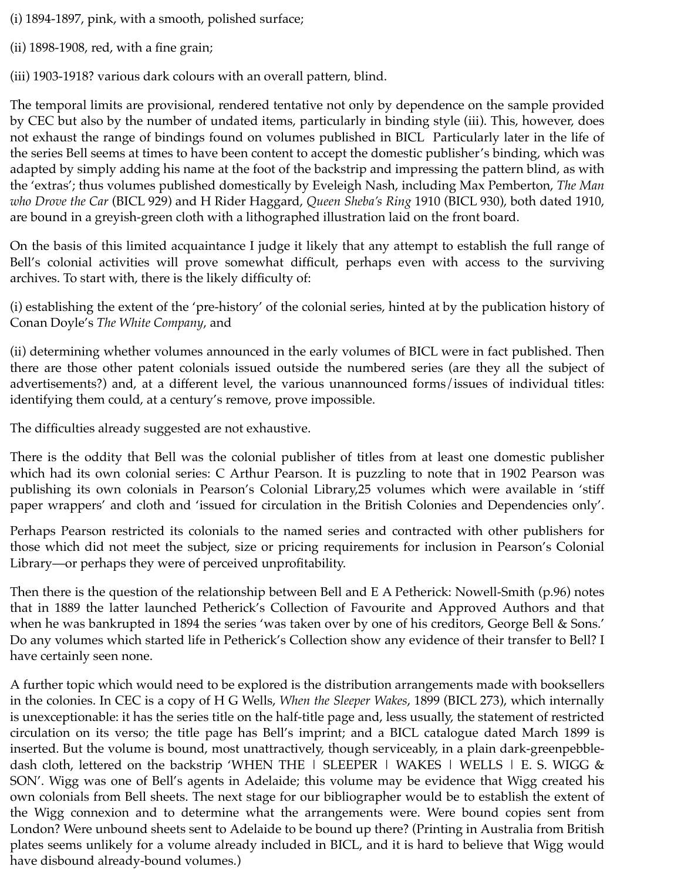(i) 1894-1897, pink, with a smooth, polished surface;

(ii) 1898-1908, red, with a fine grain;

(iii) 1903-1918? various dark colours with an overall pattern, blind.

The temporal limits are provisional, rendered tentative not only by dependence on the sample provided by CEC but also by the number of undated items, particularly in binding style (iii). This, however, does not exhaust the range of bindings found on volumes published in BICL Particularly later in the life of the series Bell seems at times to have been content to accept the domestic publisher's binding, which was adapted by simply adding his name at the foot of the backstrip and impressing the pattern blind, as with the 'extras'; thus volumes published domestically by Eveleigh Nash, including Max Pemberton, *The Man who Drove the Car* (BICL 929) and H Rider Haggard, *Queen Sheba's Ring* 1910 (BICL 930), both dated 1910, are bound in a greyish-green cloth with a lithographed illustration laid on the front board.

On the basis of this limited acquaintance I judge it likely that any attempt to establish the full range of Bell's colonial activities will prove somewhat difficult, perhaps even with access to the surviving archives. To start with, there is the likely difficulty of:

(i) establishing the extent of the 'pre-history' of the colonial series, hinted at by the publication history of Conan Doyle's *The White Company*, and

(ii) determining whether volumes announced in the early volumes of BICL were in fact published. Then there are those other patent colonials issued outside the numbered series (are they all the subject of advertisements?) and, at a different level, the various unannounced forms/issues of individual titles: identifying them could, at a century's remove, prove impossible.

The difficulties already suggested are not exhaustive.

There is the oddity that Bell was the colonial publisher of titles from at least one domestic publisher which had its own colonial series: C Arthur Pearson. It is puzzling to note that in 1902 Pearson was publishing its own colonials in Pearson's Colonial Library,25 volumes which were available in 'stiff paper wrappers' and cloth and 'issued for circulation in the British Colonies and Dependencies only'.

Perhaps Pearson restricted its colonials to the named series and contracted with other publishers for those which did not meet the subject, size or pricing requirements for inclusion in Pearson's Colonial Library—or perhaps they were of perceived unprofitability.

Then there is the question of the relationship between Bell and E A Petherick: Nowell-Smith (p.96) notes that in 1889 the latter launched Petherick's Collection of Favourite and Approved Authors and that when he was bankrupted in 1894 the series 'was taken over by one of his creditors, George Bell & Sons.' Do any volumes which started life in Petherick's Collection show any evidence of their transfer to Bell? I have certainly seen none.

A further topic which would need to be explored is the distribution arrangements made with booksellers in the colonies. In CEC is a copy of H G Wells, *When the Sleeper Wakes*, 1899 (BICL 273), which internally is unexceptionable: it has the series title on the half-title page and, less usually, the statement of restricted circulation on its verso; the title page has Bell's imprint; and a BICL catalogue dated March 1899 is inserted. But the volume is bound, most unattractively, though serviceably, in a plain dark-greenpebble-dash cloth, lettered on the backstrip 'WHEN THE | SLEEPER | WAKES | WELLS | E. S. WIGG & SON'. Wigg was one of Bell's agents in Adelaide; this volume may be evidence that Wigg created his own colonials from Bell sheets. The next stage for our bibliographer would be to establish the extent of the Wigg connexion and to determine what the arrangements were. Were bound copies sent from London? Were unbound sheets sent to Adelaide to be bound up there? (Printing in Australia from British plates seems unlikely for a volume already included in BICL, and it is hard to believe that Wigg would have disbound already-bound volumes.)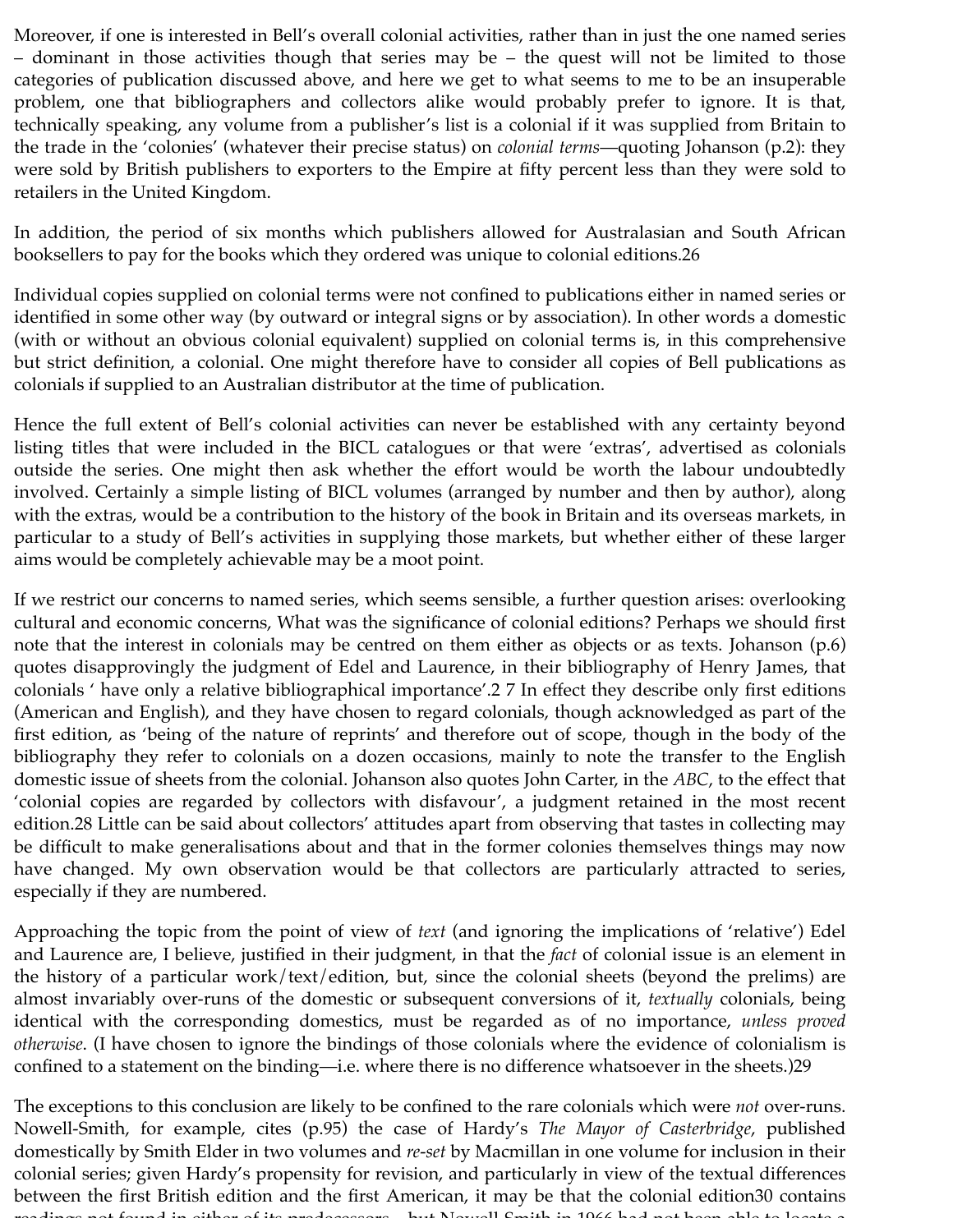Moreover, if one is interested in Bell's overall colonial activities, rather than in just the one named series – dominant in those activities though that series may be – the quest will not be limited to those categories of publication discussed above, and here we get to what seems to me to be an insuperable problem, one that bibliographers and collectors alike would probably prefer to ignore. It is that, technically speaking, any volume from a publisher's list is a colonial if it was supplied from Britain to the trade in the 'colonies' (whatever their precise status) on *colonial terms*—quoting Johanson (p.2): they were sold by British publishers to exporters to the Empire at fifty percent less than they were sold to retailers in the United Kingdom.

In addition, the period of six months which publishers allowed for Australasian and South African booksellers to pay for the books which they ordered was unique to colonial editions.26

Individual copies supplied on colonial terms were not confined to publications either in named series or identified in some other way (by outward or integral signs or by association). In other words a domestic (with or without an obvious colonial equivalent) supplied on colonial terms is, in this comprehensive but strict definition, a colonial. One might therefore have to consider all copies of Bell publications as colonials if supplied to an Australian distributor at the time of publication.

Hence the full extent of Bell's colonial activities can never be established with any certainty beyond listing titles that were included in the BICL catalogues or that were 'extras', advertised as colonials outside the series. One might then ask whether the effort would be worth the labour undoubtedly involved. Certainly a simple listing of BICL volumes (arranged by number and then by author), along with the extras, would be a contribution to the history of the book in Britain and its overseas markets, in particular to a study of Bell's activities in supplying those markets, but whether either of these larger aims would be completely achievable may be a moot point.

If we restrict our concerns to named series, which seems sensible, a further question arises: overlooking cultural and economic concerns, What was the significance of colonial editions? Perhaps we should first note that the interest in colonials may be centred on them either as objects or as texts. Johanson (p.6) quotes disapprovingly the judgment of Edel and Laurence, in their bibliography of Henry James, that colonials ' have only a relative bibliographical importance'.2 7 In effect they describe only first editions (American and English), and they have chosen to regard colonials, though acknowledged as part of the first edition, as 'being of the nature of reprints' and therefore out of scope, though in the body of the bibliography they refer to colonials on a dozen occasions, mainly to note the transfer to the English domestic issue of sheets from the colonial. Johanson also quotes John Carter, in the *ABC*, to the effect that 'colonial copies are regarded by collectors with disfavour', a judgment retained in the most recent edition.28 Little can be said about collectors' attitudes apart from observing that tastes in collecting may be difficult to make generalisations about and that in the former colonies themselves things may now have changed. My own observation would be that collectors are particularly attracted to series, especially if they are numbered.

Approaching the topic from the point of view of *text* (and ignoring the implications of 'relative') Edel and Laurence are, I believe, justified in their judgment, in that the *fact* of colonial issue is an element in the history of a particular work/text/edition, but, since the colonial sheets (beyond the prelims) are almost invariably over-runs of the domestic or subsequent conversions of it, *textually* colonials, being identical with the corresponding domestics, must be regarded as of no importance, *unless proved otherwise*. (I have chosen to ignore the bindings of those colonials where the evidence of colonialism is confined to a statement on the binding—i.e. where there is no difference whatsoever in the sheets.)29

The exceptions to this conclusion are likely to be confined to the rare colonials which were *not* over-runs. Nowell-Smith, for example, cites (p.95) the case of Hardy's *The Mayor of Casterbridge*, published domestically by Smith Elder in two volumes and *re-set* by Macmillan in one volume for inclusion in their colonial series; given Hardy's propensity for revision, and particularly in view of the textual differences between the first British edition and the first American, it may be that the colonial edition30 contains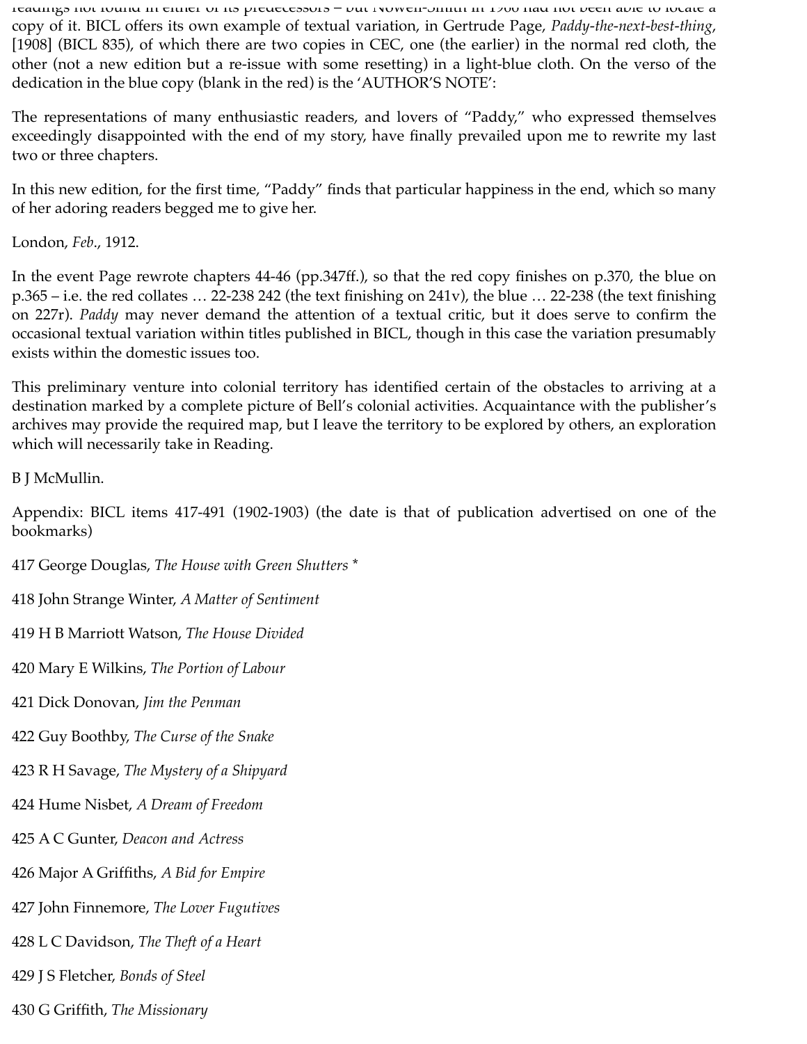readings not found in either of its predecessors – but Nowell-Smith in 1966 had not been able to locate a copy of it. BICL offers its own example of textual variation, in Gertrude Page, *Paddy-the-next-best-thing*, [1908] (BICL 835), of which there are two copies in CEC, one (the earlier) in the normal red cloth, the other (not a new edition but a re-issue with some resetting) in a light-blue cloth. On the verso of the dedication in the blue copy (blank in the red) is the 'AUTHOR'S NOTE':

The representations of many enthusiastic readers, and lovers of "Paddy," who expressed themselves exceedingly disappointed with the end of my story, have finally prevailed upon me to rewrite my last two or three chapters.

In this new edition, for the first time, "Paddy" finds that particular happiness in the end, which so many of her adoring readers begged me to give her.

London, *Feb*., 1912.

In the event Page rewrote chapters 44-46 (pp.347ff.), so that the red copy finishes on p.370, the blue on p.365 – i.e. the red collates … 22-238 242 (the text finishing on 241v), the blue … 22-238 (the text finishing on 227r). *Paddy* may never demand the attention of a textual critic, but it does serve to confirm the occasional textual variation within titles published in BICL, though in this case the variation presumably exists within the domestic issues too.

This preliminary venture into colonial territory has identified certain of the obstacles to arriving at a destination marked by a complete picture of Bell's colonial activities. Acquaintance with the publisher's archives may provide the required map, but I leave the territory to be explored by others, an exploration which will necessarily take in Reading.

B J McMullin.

Appendix: BICL items 417-491 (1902-1903) (the date is that of publication advertised on one of the bookmarks)

417 George Douglas, *The House with Green Shutters* *

418 John Strange Winter, *A Matter of Sentiment*

419 H B Marriott Watson, *The House Divided*

420 Mary E Wilkins, *The Portion of Labour*

421 Dick Donovan, *Jim the Penman*

422 Guy Boothby, *The Curse of the Snake*

423 R H Savage, *The Mystery of a Shipyard*

424 Hume Nisbet, *A Dream of Freedom*

425 A C Gunter, *Deacon and Actress*

426 Major A Griffiths, *A Bid for Empire*

427 John Finnemore, *The Lover Fugutives*

428 L C Davidson, *The Theft of a Heart*

429 J S Fletcher, *Bonds of Steel*

430 G Griffith, *The Missionary*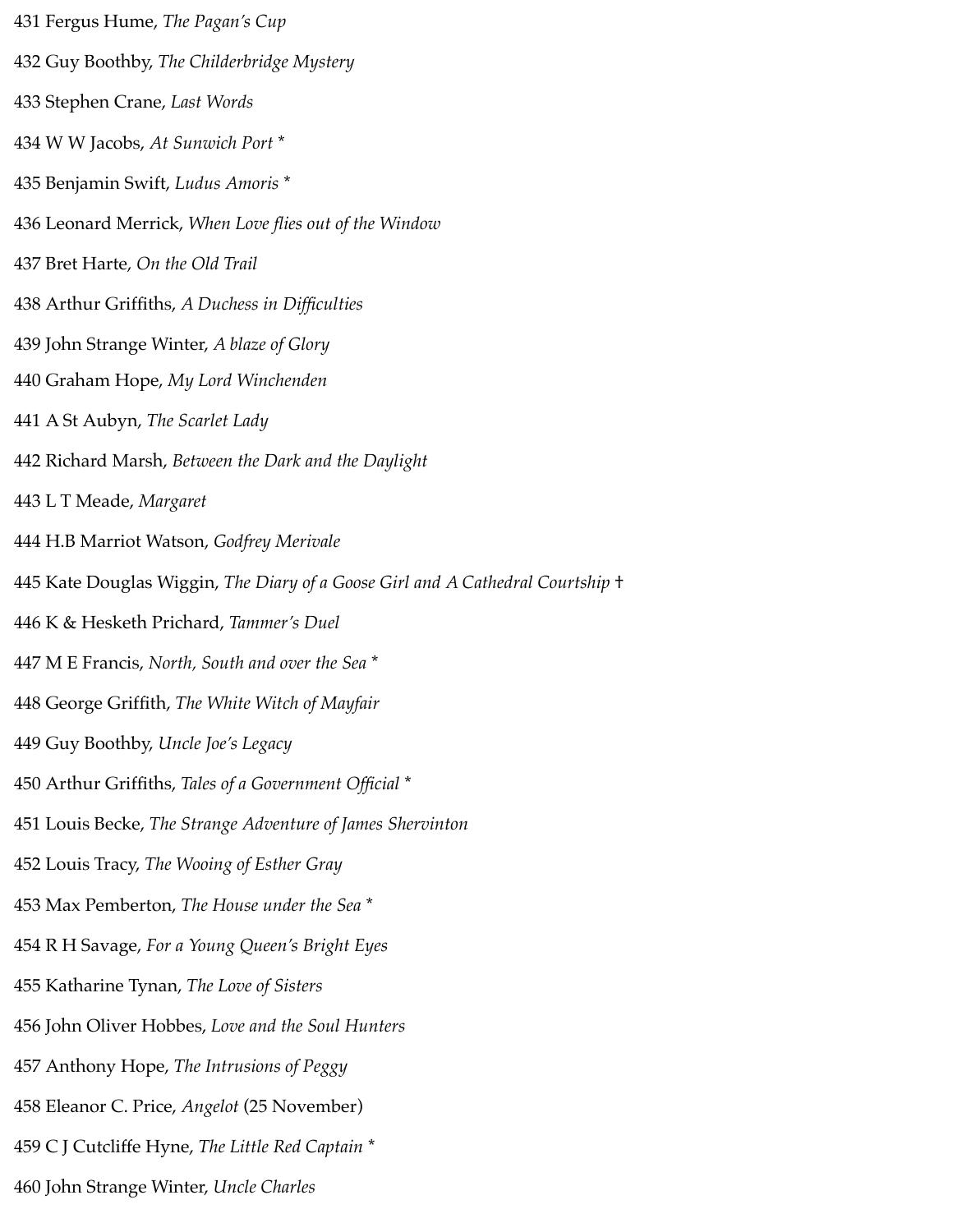431 Fergus Hume, *The Pagan's Cup*

432 Guy Boothby, *The Childerbridge Mystery*

433 Stephen Crane, *Last Words*

434 W W Jacobs, *At Sunwich Port* *

435 Benjamin Swift, *Ludus Amoris* *

436 Leonard Merrick, *When Love flies out of the Window*

437 Bret Harte, *On the Old Trail*

438 Arthur Griffiths, *A Duchess in Difficulties*

439 John Strange Winter, *A blaze of Glory*

440 Graham Hope, *My Lord Winchenden*

441 A St Aubyn, *The Scarlet Lady*

442 Richard Marsh, *Between the Dark and the Daylight*

443 L T Meade, *Margaret*

444 H.B Marriot Watson, *Godfrey Merivale*

445 Kate Douglas Wiggin, *The Diary of a Goose Girl and A Cathedral Courtship* †

446 K & Hesketh Prichard, *Tammer's Duel*

447 M E Francis, *North, South and over the Sea* *

448 George Griffith, *The White Witch of Mayfair*

449 Guy Boothby, *Uncle Joe's Legacy*

450 Arthur Griffiths, *Tales of a Government Official* *

451 Louis Becke, *The Strange Adventure of James Shervinton*

452 Louis Tracy, *The Wooing of Esther Gray*

453 Max Pemberton, *The House under the Sea* *

454 R H Savage, *For a Young Queen's Bright Eyes*

455 Katharine Tynan, *The Love of Sisters*

456 John Oliver Hobbes, *Love and the Soul Hunters*

457 Anthony Hope, *The Intrusions of Peggy*

458 Eleanor C. Price, *Angelot* (25 November)

459 C J Cutcliffe Hyne, *The Little Red Captain* *

460 John Strange Winter, *Uncle Charles*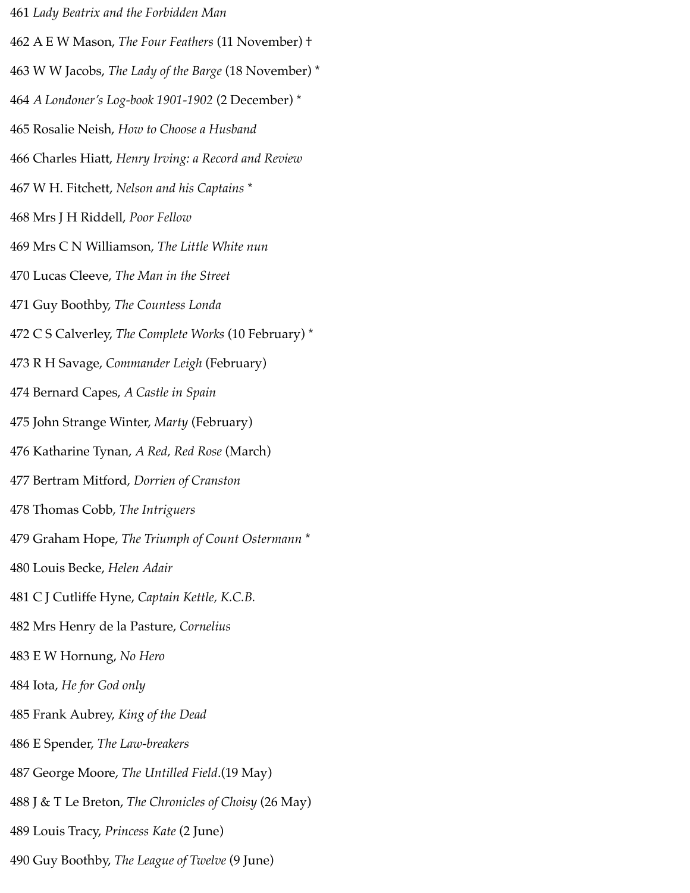461 *Lady Beatrix and the Forbidden Man*

462 A E W Mason, *The Four Feathers* (11 November) †

463 W W Jacobs, *The Lady of the Barge* (18 November) *

464 *A Londoner's Log-book 1901-1902* (2 December) *

465 Rosalie Neish, *How to Choose a Husband*

466 Charles Hiatt, *Henry Irving: a Record and Review*

467 W H. Fitchett, *Nelson and his Captains* *

468 Mrs J H Riddell, *Poor Fellow*

469 Mrs C N Williamson, *The Little White nun*

470 Lucas Cleeve, *The Man in the Street*

471 Guy Boothby, *The Countess Londa*

472 C S Calverley, *The Complete Works* (10 February) *

473 R H Savage, *Commander Leigh* (February)

474 Bernard Capes, *A Castle in Spain*

475 John Strange Winter, *Marty* (February)

476 Katharine Tynan, *A Red, Red Rose* (March)

477 Bertram Mitford, *Dorrien of Cranston*

478 Thomas Cobb, *The Intriguers*

479 Graham Hope, *The Triumph of Count Ostermann* *

480 Louis Becke, *Helen Adair*

481 C J Cutliffe Hyne, *Captain Kettle, K.C.B.*

482 Mrs Henry de la Pasture, *Cornelius*

483 E W Hornung, *No Hero*

484 Iota, *He for God only*

485 Frank Aubrey, *King of the Dead*

486 E Spender, *The Law-breakers*

487 George Moore, *The Untilled Field*.(19 May)

488 J & T Le Breton, *The Chronicles of Choisy* (26 May)

489 Louis Tracy, *Princess Kate* (2 June)

490 Guy Boothby, *The League of Twelve* (9 June)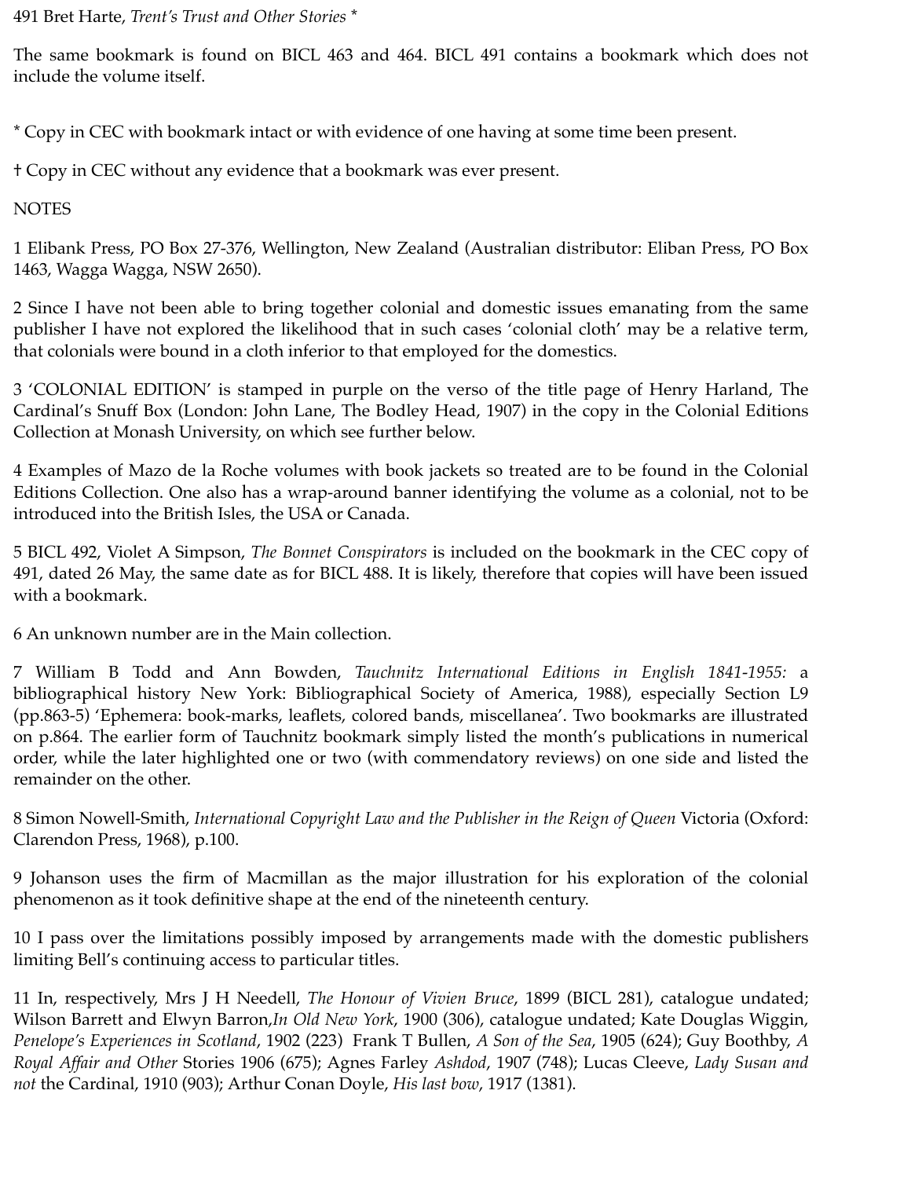491 Bret Harte, *Trent's Trust and Other Stories* *

The same bookmark is found on BICL 463 and 464. BICL 491 contains a bookmark which does not include the volume itself.

* Copy in CEC with bookmark intact or with evidence of one having at some time been present.

† Copy in CEC without any evidence that a bookmark was ever present.

NOTES

1 Elibank Press, PO Box 27-376, Wellington, New Zealand (Australian distributor: Eliban Press, PO Box 1463, Wagga Wagga, NSW 2650).

2 Since I have not been able to bring together colonial and domestic issues emanating from the same publisher I have not explored the likelihood that in such cases 'colonial cloth' may be a relative term, that colonials were bound in a cloth inferior to that employed for the domestics.

3 'COLONIAL EDITION' is stamped in purple on the verso of the title page of Henry Harland, The Cardinal's Snuff Box (London: John Lane, The Bodley Head, 1907) in the copy in the Colonial Editions Collection at Monash University, on which see further below.

4 Examples of Mazo de la Roche volumes with book jackets so treated are to be found in the Colonial Editions Collection. One also has a wrap-around banner identifying the volume as a colonial, not to be introduced into the British Isles, the USA or Canada.

5 BICL 492, Violet A Simpson, *The Bonnet Conspirators* is included on the bookmark in the CEC copy of 491, dated 26 May, the same date as for BICL 488. It is likely, therefore that copies will have been issued with a bookmark.

6 An unknown number are in the Main collection.

7 William B Todd and Ann Bowden, *Tauchnitz International Editions in English 1841-1955:* a bibliographical history New York: Bibliographical Society of America, 1988), especially Section L9 (pp.863-5) 'Ephemera: book-marks, leaflets, colored bands, miscellanea'. Two bookmarks are illustrated on p.864. The earlier form of Tauchnitz bookmark simply listed the month's publications in numerical order, while the later highlighted one or two (with commendatory reviews) on one side and listed the remainder on the other.

8 Simon Nowell-Smith, *International Copyright Law and the Publisher in the Reign of Queen* Victoria (Oxford: Clarendon Press, 1968), p.100.

9 Johanson uses the firm of Macmillan as the major illustration for his exploration of the colonial phenomenon as it took definitive shape at the end of the nineteenth century.

10 I pass over the limitations possibly imposed by arrangements made with the domestic publishers limiting Bell's continuing access to particular titles.

11 In, respectively, Mrs J H Needell, *The Honour of Vivien Bruce*, 1899 (BICL 281), catalogue undated; Wilson Barrett and Elwyn Barron,*In Old New York*, 1900 (306), catalogue undated; Kate Douglas Wiggin, *Penelope's Experiences in Scotland*, 1902 (223) Frank T Bullen, *A Son of the Sea*, 1905 (624); Guy Boothby, *A Royal Affair and Other* Stories 1906 (675); Agnes Farley *Ashdod*, 1907 (748); Lucas Cleeve, *Lady Susan and not* the Cardinal, 1910 (903); Arthur Conan Doyle, *His last bow*, 1917 (1381).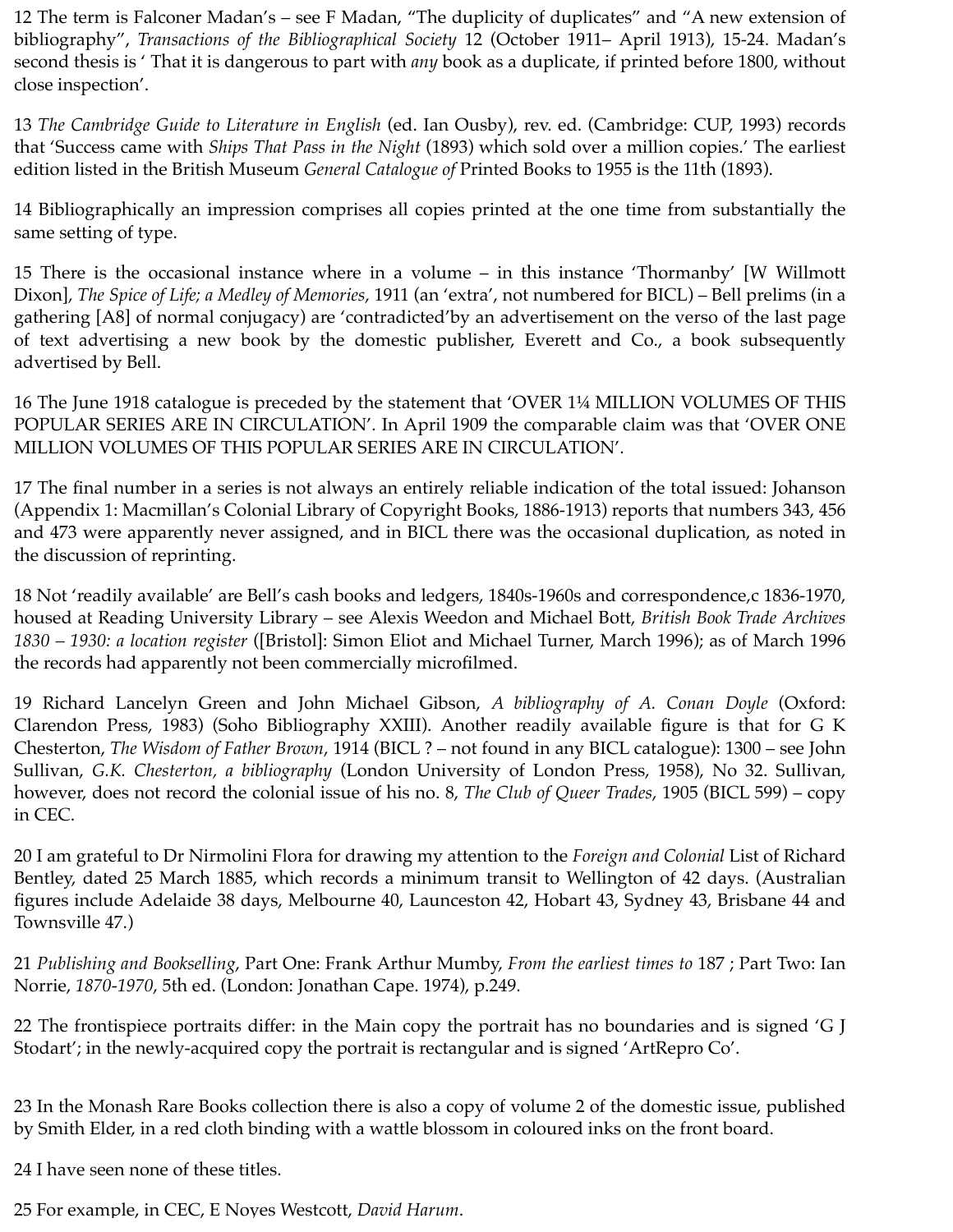12 The term is Falconer Madan's – see F Madan, "The duplicity of duplicates" and "A new extension of bibliography", *Transactions of the Bibliographical Society* 12 (October 1911– April 1913), 15-24. Madan's second thesis is ' That it is dangerous to part with *any* book as a duplicate, if printed before 1800, without close inspection'.

13 *The Cambridge Guide to Literature in English* (ed. Ian Ousby), rev. ed. (Cambridge: CUP, 1993) records that 'Success came with *Ships That Pass in the Night* (1893) which sold over a million copies.' The earliest edition listed in the British Museum *General Catalogue of* Printed Books to 1955 is the 11th (1893).

14 Bibliographically an impression comprises all copies printed at the one time from substantially the same setting of type.

15 There is the occasional instance where in a volume – in this instance 'Thormanby' [W Willmott Dixon], *The Spice of Life; a Medley of Memories*, 1911 (an 'extra', not numbered for BICL) – Bell prelims (in a gathering [A8] of normal conjugacy) are 'contradicted'by an advertisement on the verso of the last page of text advertising a new book by the domestic publisher, Everett and Co., a book subsequently advertised by Bell.

16 The June 1918 catalogue is preceded by the statement that 'OVER 1¼ MILLION VOLUMES OF THIS POPULAR SERIES ARE IN CIRCULATION'. In April 1909 the comparable claim was that 'OVER ONE MILLION VOLUMES OF THIS POPULAR SERIES ARE IN CIRCULATION'.

17 The final number in a series is not always an entirely reliable indication of the total issued: Johanson (Appendix 1: Macmillan's Colonial Library of Copyright Books, 1886-1913) reports that numbers 343, 456 and 473 were apparently never assigned, and in BICL there was the occasional duplication, as noted in the discussion of reprinting.

18 Not 'readily available' are Bell's cash books and ledgers, 1840s-1960s and correspondence,c 1836-1970, housed at Reading University Library – see Alexis Weedon and Michael Bott, *British Book Trade Archives 1830 – 1930: a location register* ([Bristol]: Simon Eliot and Michael Turner, March 1996); as of March 1996 the records had apparently not been commercially microfilmed.

19 Richard Lancelyn Green and John Michael Gibson, *A bibliography of A. Conan Doyle* (Oxford: Clarendon Press, 1983) (Soho Bibliography XXIII). Another readily available figure is that for G K Chesterton, *The Wisdom of Father Brown*, 1914 (BICL ? – not found in any BICL catalogue): 1300 – see John Sullivan, *G.K. Chesterton, a bibliography* (London University of London Press, 1958), No 32. Sullivan, however, does not record the colonial issue of his no. 8, *The Club of Queer Trades*, 1905 (BICL 599) – copy in CEC.

20 I am grateful to Dr Nirmolini Flora for drawing my attention to the *Foreign and Colonial* List of Richard Bentley, dated 25 March 1885, which records a minimum transit to Wellington of 42 days. (Australian figures include Adelaide 38 days, Melbourne 40, Launceston 42, Hobart 43, Sydney 43, Brisbane 44 and Townsville 47.)

21 *Publishing and Bookselling*, Part One: Frank Arthur Mumby, *From the earliest times to* 187 ; Part Two: Ian Norrie, *1870-1970*, 5th ed. (London: Jonathan Cape. 1974), p.249.

22 The frontispiece portraits differ: in the Main copy the portrait has no boundaries and is signed 'G J Stodart'; in the newly-acquired copy the portrait is rectangular and is signed 'ArtRepro Co'.

23 In the Monash Rare Books collection there is also a copy of volume 2 of the domestic issue, published by Smith Elder, in a red cloth binding with a wattle blossom in coloured inks on the front board.

24 I have seen none of these titles.

25 For example, in CEC, E Noyes Westcott, *David Harum*.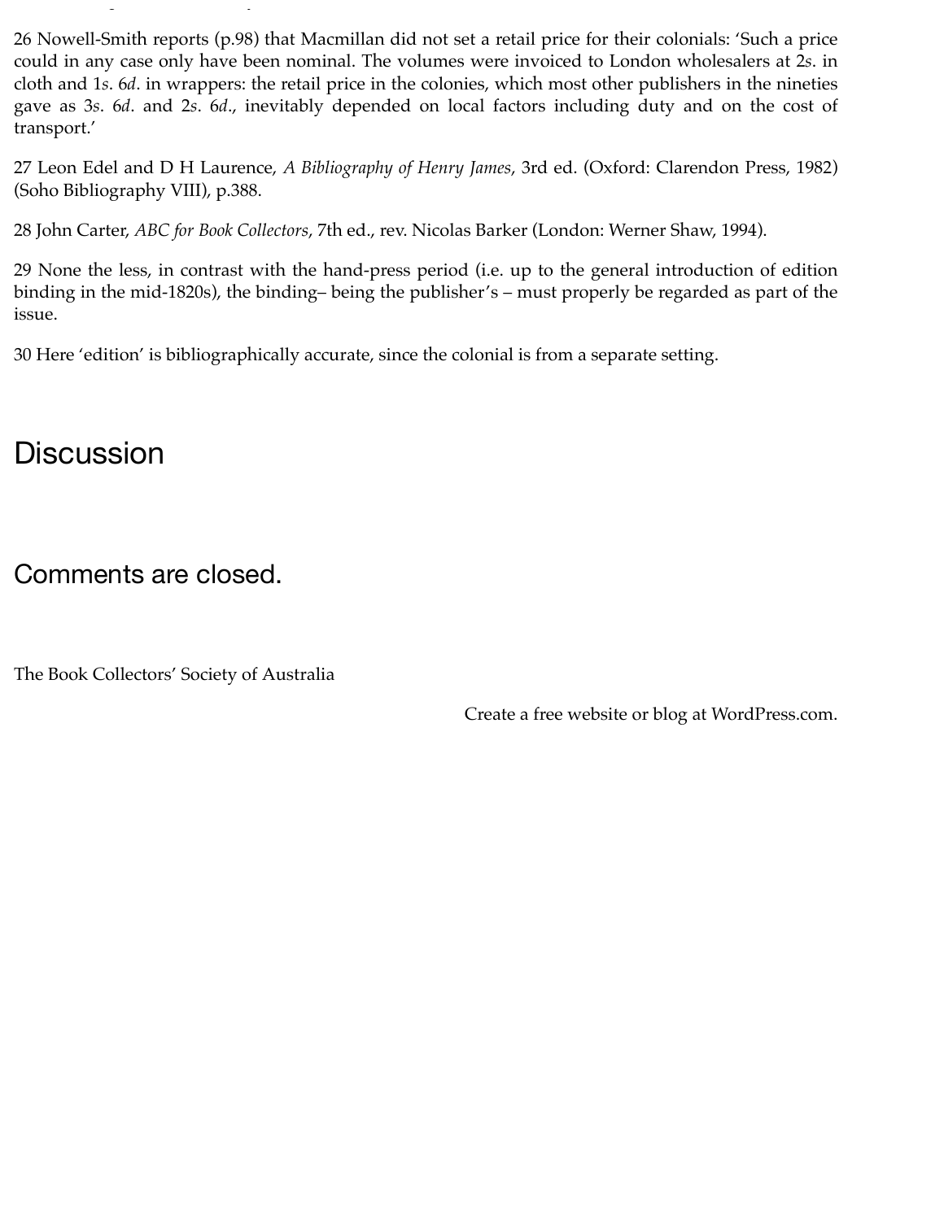26 Nowell-Smith reports (p.98) that Macmillan did not set a retail price for their colonials: 'Such a price could in any case only have been nominal. The volumes were invoiced to London wholesalers at 2*s*. in cloth and 1*s*. 6*d*. in wrappers: the retail price in the colonies, which most other publishers in the nineties gave as 3*s*. 6*d*. and 2*s*. 6*d*., inevitably depended on local factors including duty and on the cost of transport.'

27 Leon Edel and D H Laurence, *A Bibliography of Henry James*, 3rd ed. (Oxford: Clarendon Press, 1982) (Soho Bibliography VIII), p.388.

28 John Carter, *ABC for Book Collectors*, 7th ed., rev. Nicolas Barker (London: Werner Shaw, 1994).

29 None the less, in contrast with the hand-press period (i.e. up to the general introduction of edition binding in the mid-1820s), the binding– being the publisher's – must properly be regarded as part of the issue.

30 Here 'edition' is bibliographically accurate, since the colonial is from a separate setting.

## Discussion

## Comments are closed.

The Book Collectors' Society of Australia

Create a free website or blog at WordPress.com.